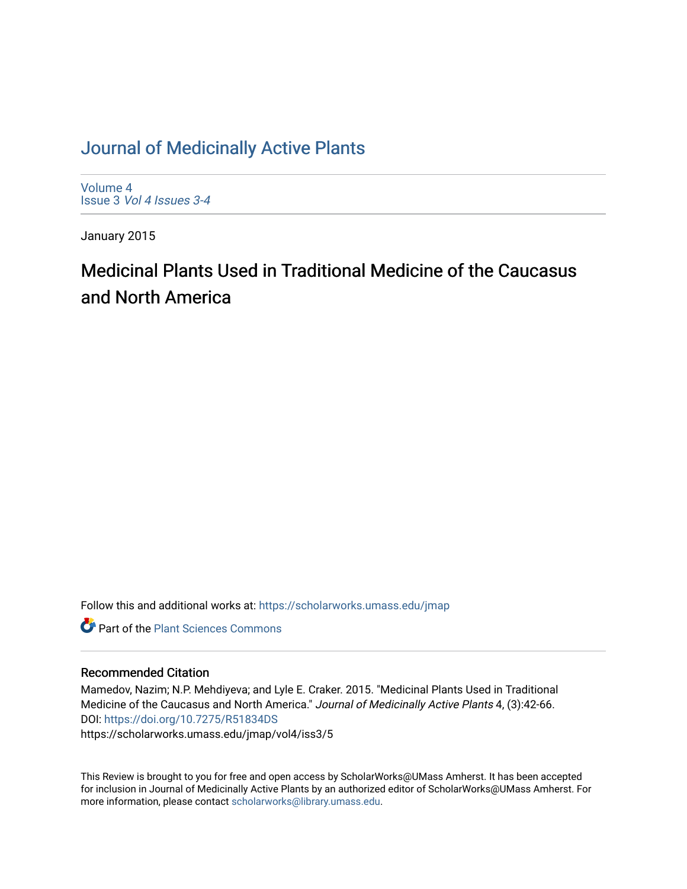# Journal of Medicinally Active Plants

Volume 4
Issue 3 *Vol 4 Issues 3-4*

January 2015

## Medicinal Plants Used in Traditional Medicine of the Caucasus and North America

Follow this and additional works at: https://scholarworks.umass.edu/jmap

Part of the Plant Sciences Commons

### Recommended Citation

Mamedov, Nazim; N.P. Mehdiyeva; and Lyle E. Craker. 2015. "Medicinal Plants Used in Traditional Medicine of the Caucasus and North America." *Journal of Medicinally Active Plants* 4, (3):42-66.
DOI: https://doi.org/10.7275/R51834DS
https://scholarworks.umass.edu/jmap/vol4/iss3/5

This Review is brought to you for free and open access by ScholarWorks@UMass Amherst. It has been accepted for inclusion in Journal of Medicinally Active Plants by an authorized editor of ScholarWorks@UMass Amherst. For more information, please contact scholarworks@library.umass.edu.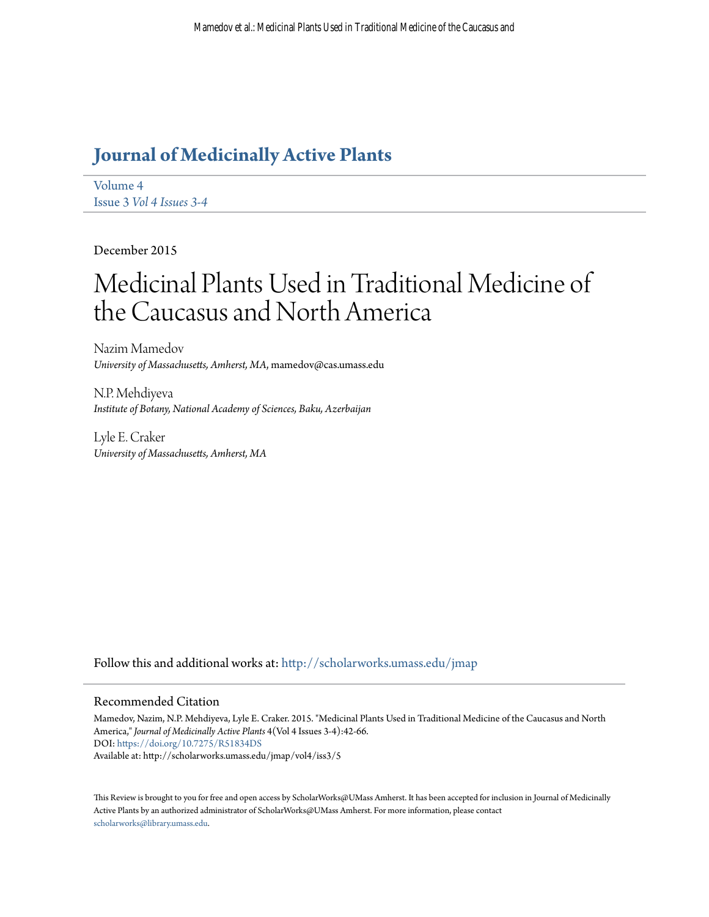# Journal of Medicinally Active Plants

Volume 4
Issue 3 *Vol 4 Issues 3-4*

December 2015

# Medicinal Plants Used in Traditional Medicine of the Caucasus and North America

Nazim Mamedov
*University of Massachusetts, Amherst, MA*, mamedov@cas.umass.edu

N.P. Mehdiyeva
*Institute of Botany, National Academy of Sciences, Baku, Azerbaijan*

Lyle E. Craker
*University of Massachusetts, Amherst, MA*

Follow this and additional works at: http://scholarworks.umass.edu/jmap

## Recommended Citation

Mamedov, Nazim, N.P. Mehdiyeva, Lyle E. Craker. 2015. "Medicinal Plants Used in Traditional Medicine of the Caucasus and North America," *Journal of Medicinally Active Plants* 4(Vol 4 Issues 3-4):42-66.
DOI: https://doi.org/10.7275/R51834DS
Available at: http://scholarworks.umass.edu/jmap/vol4/iss3/5

This Review is brought to you for free and open access by ScholarWorks@UMass Amherst. It has been accepted for inclusion in Journal of Medicinally Active Plants by an authorized administrator of ScholarWorks@UMass Amherst. For more information, please contact scholarworks@library.umass.edu.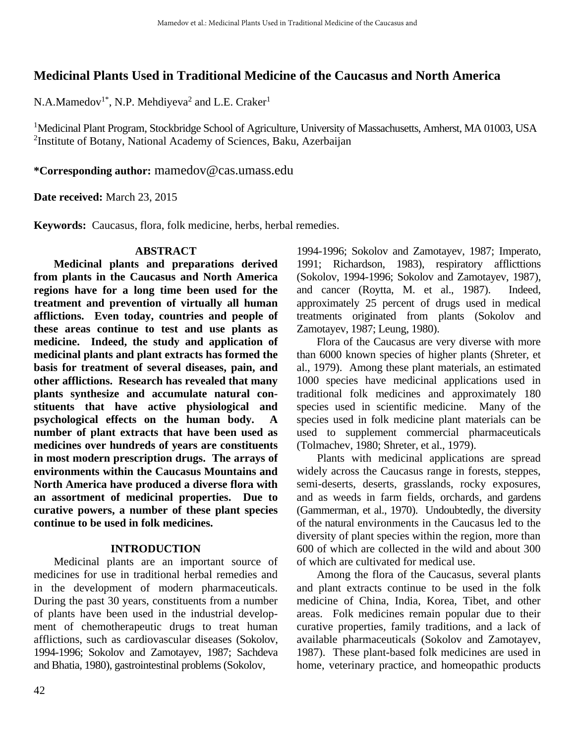# Medicinal Plants Used in Traditional Medicine of the Caucasus and North America

N.A.Mamedov[1*], N.P. Mehdiyeva[2] and L.E. Craker[1]

[1]Medicinal Plant Program, Stockbridge School of Agriculture, University of Massachusetts, Amherst, MA 01003, USA
[2]Institute of Botany, National Academy of Sciences, Baku, Azerbaijan

**\*Corresponding author:** mamedov@cas.umass.edu

**Date received:** March 23, 2015

**Keywords:** Caucasus, flora, folk medicine, herbs, herbal remedies.

## ABSTRACT

**Medicinal plants and preparations derived from plants in the Caucasus and North America regions have for a long time been used for the treatment and prevention of virtually all human afflictions. Even today, countries and people of these areas continue to test and use plants as medicine. Indeed, the study and application of medicinal plants and plant extracts has formed the basis for treatment of several diseases, pain, and other afflictions. Research has revealed that many plants synthesize and accumulate natural constituents that have active physiological and psychological effects on the human body. A number of plant extracts that have been used as medicines over hundreds of years are constituents in most modern prescription drugs. The arrays of environments within the Caucasus Mountains and North America have produced a diverse flora with an assortment of medicinal properties. Due to curative powers, a number of these plant species continue to be used in folk medicines.**

## INTRODUCTION

Medicinal plants are an important source of medicines for use in traditional herbal remedies and in the development of modern pharmaceuticals. During the past 30 years, constituents from a number of plants have been used in the industrial development of chemotherapeutic drugs to treat human afflictions, such as cardiovascular diseases (Sokolov, 1994-1996; Sokolov and Zamotayev, 1987; Sachdeva and Bhatia, 1980), gastrointestinal problems (Sokolov, 1994-1996; Sokolov and Zamotayev, 1987; Imperato, 1991; Richardson, 1983), respiratory afflicttions (Sokolov, 1994-1996; Sokolov and Zamotayev, 1987), and cancer (Roytta, M. et al., 1987). Indeed, approximately 25 percent of drugs used in medical treatments originated from plants (Sokolov and Zamotayev, 1987; Leung, 1980).

Flora of the Caucasus are very diverse with more than 6000 known species of higher plants (Shreter, et al., 1979). Among these plant materials, an estimated 1000 species have medicinal applications used in traditional folk medicines and approximately 180 species used in scientific medicine. Many of the species used in folk medicine plant materials can be used to supplement commercial pharmaceuticals (Tolmachev, 1980; Shreter, et al., 1979).

Plants with medicinal applications are spread widely across the Caucasus range in forests, steppes, semi-deserts, deserts, grasslands, rocky exposures, and as weeds in farm fields, orchards, and gardens (Gammerman, et al., 1970). Undoubtedly, the diversity of the natural environments in the Caucasus led to the diversity of plant species within the region, more than 600 of which are collected in the wild and about 300 of which are cultivated for medical use.

Among the flora of the Caucasus, several plants and plant extracts continue to be used in the folk medicine of China, India, Korea, Tibet, and other areas. Folk medicines remain popular due to their curative properties, family traditions, and a lack of available pharmaceuticals (Sokolov and Zamotayev, 1987). These plant-based folk medicines are used in home, veterinary practice, and homeopathic products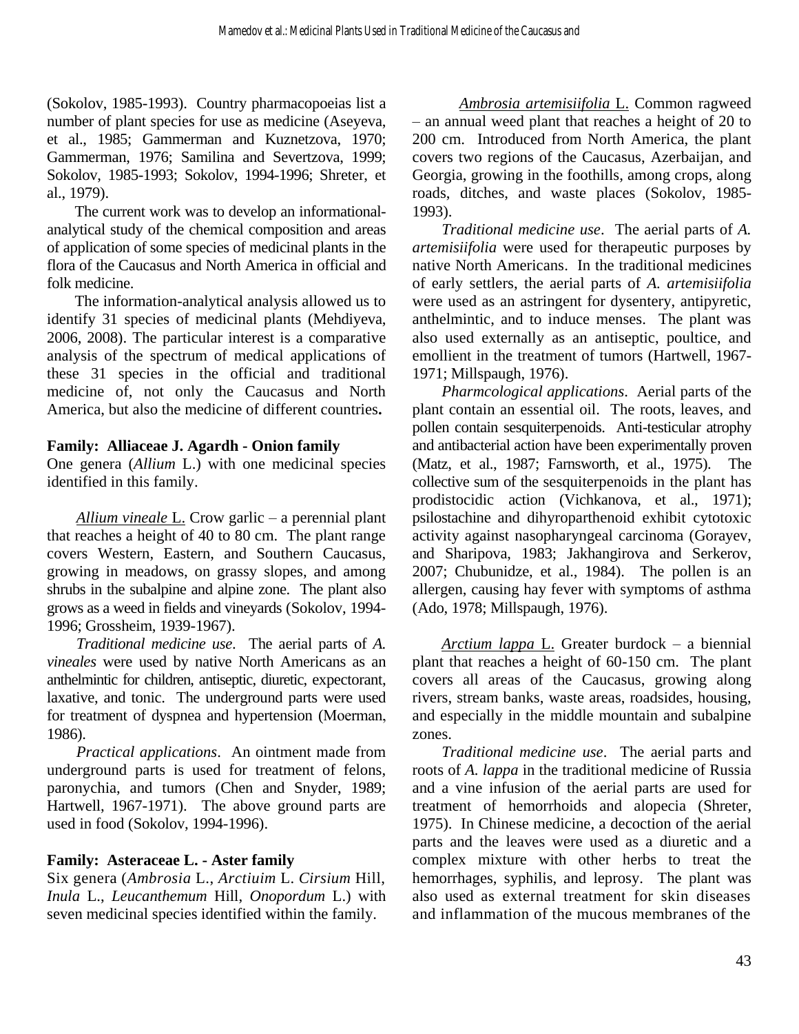(Sokolov, 1985-1993). Country pharmacopoeias list a number of plant species for use as medicine (Aseyeva, et al., 1985; Gammerman and Kuznetzova, 1970; Gammerman, 1976; Samilina and Severtzova, 1999; Sokolov, 1985-1993; Sokolov, 1994-1996; Shreter, et al., 1979).

The current work was to develop an informational-analytical study of the chemical composition and areas of application of some species of medicinal plants in the flora of the Caucasus and North America in official and folk medicine.

The information-analytical analysis allowed us to identify 31 species of medicinal plants (Mehdiyeva, 2006, 2008). The particular interest is a comparative analysis of the spectrum of medical applications of these 31 species in the official and traditional medicine of, not only the Caucasus and North America, but also the medicine of different countries**.**

**Family: Alliaceae J. Agardh - Onion family**

One genera (*Allium* L.) with one medicinal species identified in this family.

*Allium vineale* L. Crow garlic – a perennial plant that reaches a height of 40 to 80 cm. The plant range covers Western, Eastern, and Southern Caucasus, growing in meadows, on grassy slopes, and among shrubs in the subalpine and alpine zone. The plant also grows as a weed in fields and vineyards (Sokolov, 1994-1996; Grossheim, 1939-1967).

*Traditional medicine use*. The aerial parts of *A. vineales* were used by native North Americans as an anthelmintic for children, antiseptic, diuretic, expectorant, laxative, and tonic. The underground parts were used for treatment of dyspnea and hypertension (Moerman, 1986).

*Practical applications*. An ointment made from underground parts is used for treatment of felons, paronychia, and tumors (Chen and Snyder, 1989; Hartwell, 1967-1971). The above ground parts are used in food (Sokolov, 1994-1996).

**Family: Asteraceae L. - Aster family**

Six genera (*Ambrosia* L., *Arctiuim* L. *Cirsium* Hill, *Inula* L., *Leucanthemum* Hill, *Onopordum* L.) with seven medicinal species identified within the family.

*Ambrosia artemisiifolia* L. Common ragweed – an annual weed plant that reaches a height of 20 to 200 cm. Introduced from North America, the plant covers two regions of the Caucasus, Azerbaijan, and Georgia, growing in the foothills, among crops, along roads, ditches, and waste places (Sokolov, 1985-1993).

*Traditional medicine use*. The aerial parts of *A. artemisiifolia* were used for therapeutic purposes by native North Americans. In the traditional medicines of early settlers, the aerial parts of *A. artemisiifolia* were used as an astringent for dysentery, antipyretic, anthelmintic, and to induce menses. The plant was also used externally as an antiseptic, poultice, and emollient in the treatment of tumors (Hartwell, 1967-1971; Millspaugh, 1976).

*Pharmcological applications*. Aerial parts of the plant contain an essential oil. The roots, leaves, and pollen contain sesquiterpenoids. Anti-testicular atrophy and antibacterial action have been experimentally proven (Matz, et al., 1987; Farnsworth, et al., 1975). The collective sum of the sesquiterpenoids in the plant has prodistocidic action (Vichkanova, et al., 1971); psilostachine and dihyroparthenoid exhibit cytotoxic activity against nasopharyngeal carcinoma (Gorayev, and Sharipova, 1983; Jakhangirova and Serkerov, 2007; Chubunidze, et al., 1984). The pollen is an allergen, causing hay fever with symptoms of asthma (Ado, 1978; Millspaugh, 1976).

*Arctium lappa* L. Greater burdock – a biennial plant that reaches a height of 60-150 cm. The plant covers all areas of the Caucasus, growing along rivers, stream banks, waste areas, roadsides, housing, and especially in the middle mountain and subalpine zones.

*Traditional medicine use*. The aerial parts and roots of *A. lappa* in the traditional medicine of Russia and a vine infusion of the aerial parts are used for treatment of hemorrhoids and alopecia (Shreter, 1975). In Chinese medicine, a decoction of the aerial parts and the leaves were used as a diuretic and a complex mixture with other herbs to treat the hemorrhages, syphilis, and leprosy. The plant was also used as external treatment for skin diseases and inflammation of the mucous membranes of the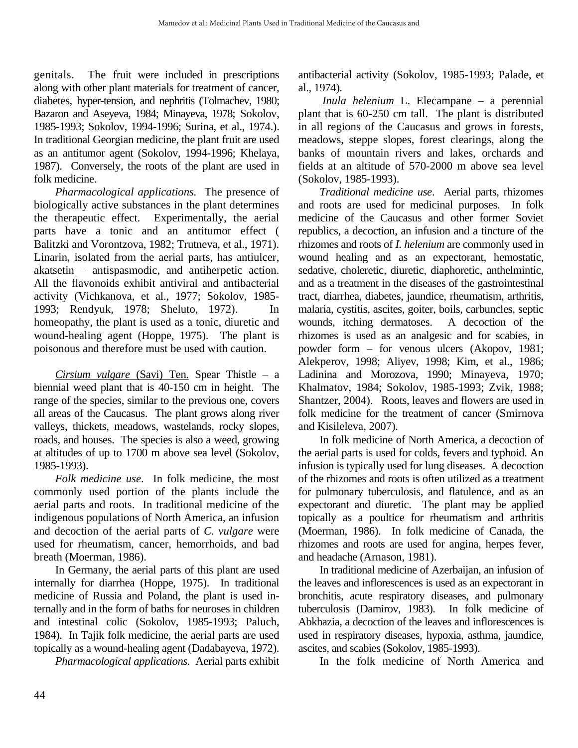genitals. The fruit were included in prescriptions along with other plant materials for treatment of cancer, diabetes, hyper-tension, and nephritis (Tolmachev, 1980; Bazaron and Aseyeva, 1984; Minayeva, 1978; Sokolov, 1985-1993; Sokolov, 1994-1996; Surina, et al., 1974.). In traditional Georgian medicine, the plant fruit are used as an antitumor agent (Sokolov, 1994-1996; Khelaya, 1987). Conversely, the roots of the plant are used in folk medicine.

*Pharmacological applications.* The presence of biologically active substances in the plant determines the therapeutic effect. Experimentally, the aerial parts have a tonic and an antitumor effect ( Balitzki and Vorontzova, 1982; Trutneva, et al., 1971). Linarin, isolated from the aerial parts, has antiulcer, akatsetin – antispasmodic, and antiherpetic action. All the flavonoids exhibit antiviral and antibacterial activity (Vichkanova, et al., 1977; Sokolov, 1985-1993; Rendyuk, 1978; Sheluto, 1972). In homeopathy, the plant is used as a tonic, diuretic and wound-healing agent (Hoppe, 1975). The plant is poisonous and therefore must be used with caution.

*Cirsium vulgare* (Savi) Ten. Spear Thistle – a biennial weed plant that is 40-150 cm in height. The range of the species, similar to the previous one, covers all areas of the Caucasus. The plant grows along river valleys, thickets, meadows, wastelands, rocky slopes, roads, and houses. The species is also a weed, growing at altitudes of up to 1700 m above sea level (Sokolov, 1985-1993).

*Folk medicine use*. In folk medicine, the most commonly used portion of the plants include the aerial parts and roots. In traditional medicine of the indigenous populations of North America, an infusion and decoction of the aerial parts of *C. vulgare* were used for rheumatism, cancer, hemorrhoids, and bad breath (Moerman, 1986).

In Germany, the aerial parts of this plant are used internally for diarrhea (Hoppe, 1975). In traditional medicine of Russia and Poland, the plant is used internally and in the form of baths for neuroses in children and intestinal colic (Sokolov, 1985-1993; Paluch, 1984). In Tajik folk medicine, the aerial parts are used topically as a wound-healing agent (Dadabayeva, 1972).

*Pharmacological applications.* Aerial parts exhibit antibacterial activity (Sokolov, 1985-1993; Palade, et al., 1974).

*Inula helenium* L. Elecampane – a perennial plant that is 60-250 cm tall. The plant is distributed in all regions of the Caucasus and grows in forests, meadows, steppe slopes, forest clearings, along the banks of mountain rivers and lakes, orchards and fields at an altitude of 570-2000 m above sea level (Sokolov, 1985-1993).

*Traditional medicine use*. Aerial parts, rhizomes and roots are used for medicinal purposes. In folk medicine of the Caucasus and other former Soviet republics, a decoction, an infusion and a tincture of the rhizomes and roots of *I. helenium* are commonly used in wound healing and as an expectorant, hemostatic, sedative, choleretic, diuretic, diaphoretic, anthelmintic, and as a treatment in the diseases of the gastrointestinal tract, diarrhea, diabetes, jaundice, rheumatism, arthritis, malaria, cystitis, ascites, goiter, boils, carbuncles, septic wounds, itching dermatoses. A decoction of the rhizomes is used as an analgesic and for scabies, in powder form – for venous ulcers (Akopov, 1981; Alekperov, 1998; Aliyev, 1998; Kim, et al., 1986; Ladinina and Morozova, 1990; Minayeva, 1970; Khalmatov, 1984; Sokolov, 1985-1993; Zvik, 1988; Shantzer, 2004). Roots, leaves and flowers are used in folk medicine for the treatment of cancer (Smirnova and Kisileleva, 2007).

In folk medicine of North America, a decoction of the aerial parts is used for colds, fevers and typhoid. An infusion is typically used for lung diseases. A decoction of the rhizomes and roots is often utilized as a treatment for pulmonary tuberculosis, and flatulence, and as an expectorant and diuretic. The plant may be applied topically as a poultice for rheumatism and arthritis (Moerman, 1986). In folk medicine of Canada, the rhizomes and roots are used for angina, herpes fever, and headache (Arnason, 1981).

In traditional medicine of Azerbaijan, an infusion of the leaves and inflorescences is used as an expectorant in bronchitis, acute respiratory diseases, and pulmonary tuberculosis (Damirov, 1983). In folk medicine of Abkhazia, a decoction of the leaves and inflorescences is used in respiratory diseases, hypoxia, asthma, jaundice, ascites, and scabies (Sokolov, 1985-1993).

In the folk medicine of North America and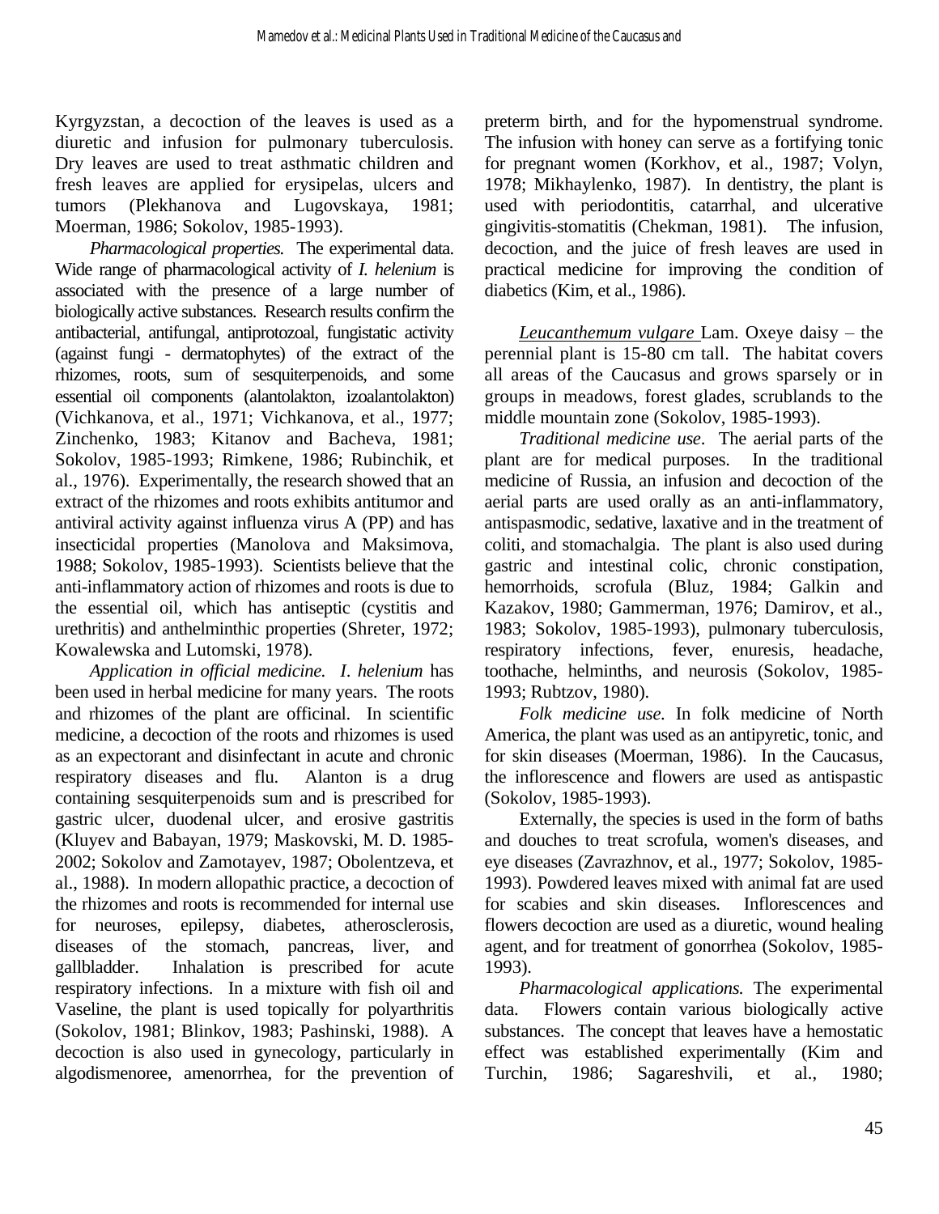Kyrgyzstan, a decoction of the leaves is used as a diuretic and infusion for pulmonary tuberculosis. Dry leaves are used to treat asthmatic children and fresh leaves are applied for erysipelas, ulcers and tumors (Plekhanova and Lugovskaya, 1981; Moerman, 1986; Sokolov, 1985-1993).

*Pharmacological properties.* The experimental data. Wide range of pharmacological activity of *I. helenium* is associated with the presence of a large number of biologically active substances. Research results confirm the antibacterial, antifungal, antiprotozoal, fungistatic activity (against fungi - dermatophytes) of the extract of the rhizomes, roots, sum of sesquiterpenoids, and some essential oil components (alantolakton, izoalantolakton) (Vichkanova, et al., 1971; Vichkanova, et al., 1977; Zinchenko, 1983; Kitanov and Bacheva, 1981; Sokolov, 1985-1993; Rimkene, 1986; Rubinchik, et al., 1976). Experimentally, the research showed that an extract of the rhizomes and roots exhibits antitumor and antiviral activity against influenza virus A (PP) and has insecticidal properties (Manolova and Maksimova, 1988; Sokolov, 1985-1993). Scientists believe that the anti-inflammatory action of rhizomes and roots is due to the essential oil, which has antiseptic (cystitis and urethritis) and anthelminthic properties (Shreter, 1972; Kowalewska and Lutomski, 1978).

*Application in official medicine. I. helenium* has been used in herbal medicine for many years. The roots and rhizomes of the plant are officinal. In scientific medicine, a decoction of the roots and rhizomes is used as an expectorant and disinfectant in acute and chronic respiratory diseases and flu. Alanton is a drug containing sesquiterpenoids sum and is prescribed for gastric ulcer, duodenal ulcer, and erosive gastritis (Kluyev and Babayan, 1979; Maskovski, M. D. 1985-2002; Sokolov and Zamotayev, 1987; Obolentzeva, et al., 1988). In modern allopathic practice, a decoction of the rhizomes and roots is recommended for internal use for neuroses, epilepsy, diabetes, atherosclerosis, diseases of the stomach, pancreas, liver, and gallbladder. Inhalation is prescribed for acute respiratory infections. In a mixture with fish oil and Vaseline, the plant is used topically for polyarthritis (Sokolov, 1981; Blinkov, 1983; Pashinski, 1988). A decoction is also used in gynecology, particularly in algodismenoree, amenorrhea, for the prevention of preterm birth, and for the hypomenstrual syndrome. The infusion with honey can serve as a fortifying tonic for pregnant women (Korkhov, et al., 1987; Volyn, 1978; Mikhaylenko, 1987). In dentistry, the plant is used with periodontitis, catarrhal, and ulcerative gingivitis-stomatitis (Chekman, 1981). The infusion, decoction, and the juice of fresh leaves are used in practical medicine for improving the condition of diabetics (Kim, et al., 1986).

*Leucanthemum vulgare* Lam. Oxeye daisy – the perennial plant is 15-80 cm tall. The habitat covers all areas of the Caucasus and grows sparsely or in groups in meadows, forest glades, scrublands to the middle mountain zone (Sokolov, 1985-1993).

*Traditional medicine use*. The aerial parts of the plant are for medical purposes. In the traditional medicine of Russia, an infusion and decoction of the aerial parts are used orally as an anti-inflammatory, antispasmodic, sedative, laxative and in the treatment of coliti, and stomachalgia. The plant is also used during gastric and intestinal colic, chronic constipation, hemorrhoids, scrofula (Bluz, 1984; Galkin and Kazakov, 1980; Gammerman, 1976; Damirov, et al., 1983; Sokolov, 1985-1993), pulmonary tuberculosis, respiratory infections, fever, enuresis, headache, toothache, helminths, and neurosis (Sokolov, 1985-1993; Rubtzov, 1980).

*Folk medicine use.* In folk medicine of North America, the plant was used as an antipyretic, tonic, and for skin diseases (Moerman, 1986). In the Caucasus, the inflorescence and flowers are used as antispastic (Sokolov, 1985-1993).

Externally, the species is used in the form of baths and douches to treat scrofula, women's diseases, and eye diseases (Zavrazhnov, et al., 1977; Sokolov, 1985-1993). Powdered leaves mixed with animal fat are used for scabies and skin diseases. Inflorescences and flowers decoction are used as a diuretic, wound healing agent, and for treatment of gonorrhea (Sokolov, 1985-1993).

*Pharmacological applications.* The experimental data. Flowers contain various biologically active substances. The concept that leaves have a hemostatic effect was established experimentally (Kim and Turchin, 1986; Sagareshvili, et al., 1980;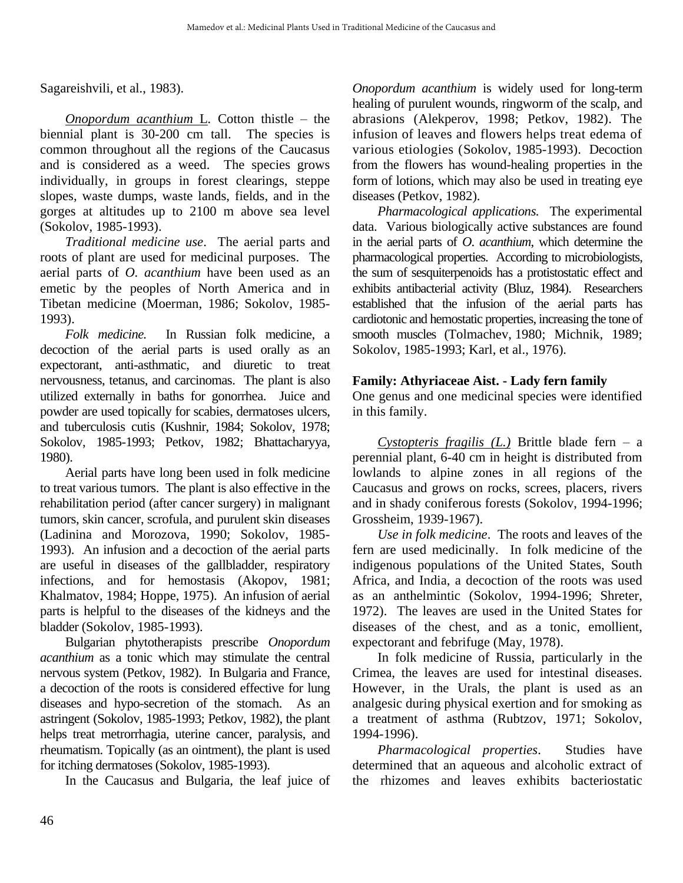Sagareishvili, et al., 1983).

*Onopordum acanthium* L. Cotton thistle – the biennial plant is 30-200 cm tall. The species is common throughout all the regions of the Caucasus and is considered as a weed. The species grows individually, in groups in forest clearings, steppe slopes, waste dumps, waste lands, fields, and in the gorges at altitudes up to 2100 m above sea level (Sokolov, 1985-1993).

*Traditional medicine use*. The aerial parts and roots of plant are used for medicinal purposes. The aerial parts of *O. acanthium* have been used as an emetic by the peoples of North America and in Tibetan medicine (Moerman, 1986; Sokolov, 1985-1993).

*Folk medicine.* In Russian folk medicine, a decoction of the aerial parts is used orally as an expectorant, anti-asthmatic, and diuretic to treat nervousness, tetanus, and carcinomas. The plant is also utilized externally in baths for gonorrhea. Juice and powder are used topically for scabies, dermatoses ulcers, and tuberculosis cutis (Kushnir, 1984; Sokolov, 1978; Sokolov, 1985-1993; Petkov, 1982; Bhattacharyya, 1980).

Aerial parts have long been used in folk medicine to treat various tumors. The plant is also effective in the rehabilitation period (after cancer surgery) in malignant tumors, skin cancer, scrofula, and purulent skin diseases (Ladinina and Morozova, 1990; Sokolov, 1985-1993). An infusion and a decoction of the aerial parts are useful in diseases of the gallbladder, respiratory infections, and for hemostasis (Akopov, 1981; Khalmatov, 1984; Hoppe, 1975). An infusion of aerial parts is helpful to the diseases of the kidneys and the bladder (Sokolov, 1985-1993).

Bulgarian phytotherapists prescribe *Onopordum acanthium* as a tonic which may stimulate the central nervous system (Petkov, 1982). In Bulgaria and France, a decoction of the roots is considered effective for lung diseases and hypo-secretion of the stomach. As an astringent (Sokolov, 1985-1993; Petkov, 1982), the plant helps treat metrorrhagia, uterine cancer, paralysis, and rheumatism. Topically (as an ointment), the plant is used for itching dermatoses (Sokolov, 1985-1993).

In the Caucasus and Bulgaria, the leaf juice of *Onopordum acanthium* is widely used for long-term healing of purulent wounds, ringworm of the scalp, and abrasions (Alekperov, 1998; Petkov, 1982). The infusion of leaves and flowers helps treat edema of various etiologies (Sokolov, 1985-1993). Decoction from the flowers has wound-healing properties in the form of lotions, which may also be used in treating eye diseases (Petkov, 1982).

*Pharmacological applications.* The experimental data. Various biologically active substances are found in the aerial parts of *O. acanthium*, which determine the pharmacological properties. According to microbiologists, the sum of sesquiterpenoids has a protistostatic effect and exhibits antibacterial activity (Bluz, 1984). Researchers established that the infusion of the aerial parts has cardiotonic and hemostatic properties, increasing the tone of smooth muscles (Tolmachev, 1980; Michnik, 1989; Sokolov, 1985-1993; Karl, et al., 1976).

**Family: Athyriaceae Aist. - Lady fern family**

One genus and one medicinal species were identified in this family.

*Cystopteris fragilis (L.)* Brittle blade fern – a perennial plant, 6-40 cm in height is distributed from lowlands to alpine zones in all regions of the Caucasus and grows on rocks, screes, placers, rivers and in shady coniferous forests (Sokolov, 1994-1996; Grossheim, 1939-1967).

*Use in folk medicine*. The roots and leaves of the fern are used medicinally. In folk medicine of the indigenous populations of the United States, South Africa, and India, a decoction of the roots was used as an anthelmintic (Sokolov, 1994-1996; Shreter, 1972). The leaves are used in the United States for diseases of the chest, and as a tonic, emollient, expectorant and febrifuge (May, 1978).

In folk medicine of Russia, particularly in the Crimea, the leaves are used for intestinal diseases. However, in the Urals, the plant is used as an analgesic during physical exertion and for smoking as a treatment of asthma (Rubtzov, 1971; Sokolov, 1994-1996).

*Pharmacological properties*. Studies have determined that an aqueous and alcoholic extract of the rhizomes and leaves exhibits bacteriostatic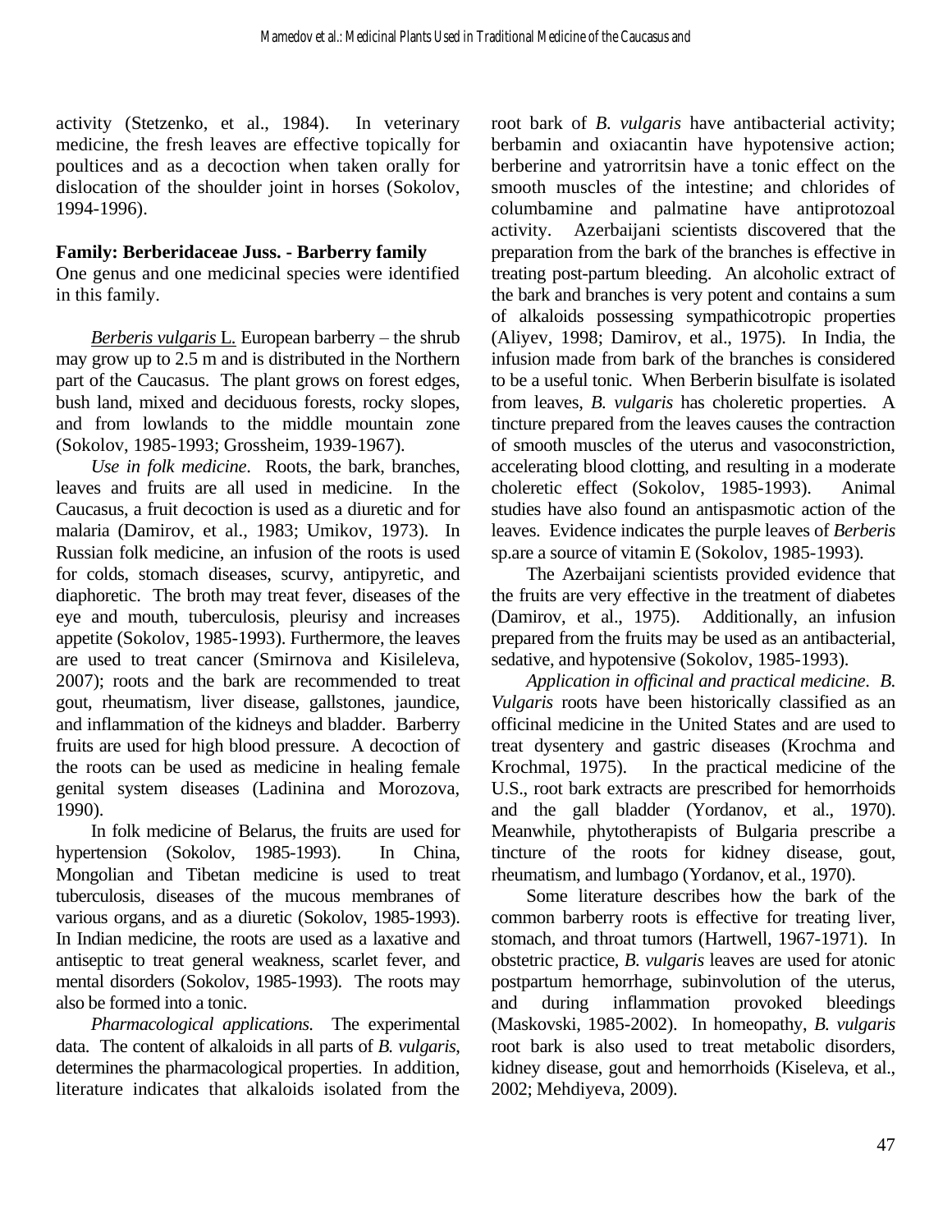activity (Stetzenko, et al., 1984). In veterinary medicine, the fresh leaves are effective topically for poultices and as a decoction when taken orally for dislocation of the shoulder joint in horses (Sokolov, 1994-1996).

**Family: Berberidaceae Juss. - Barberry family**

One genus and one medicinal species were identified in this family.

*Berberis vulgaris* L. European barberry – the shrub may grow up to 2.5 m and is distributed in the Northern part of the Caucasus. The plant grows on forest edges, bush land, mixed and deciduous forests, rocky slopes, and from lowlands to the middle mountain zone (Sokolov, 1985-1993; Grossheim, 1939-1967).

*Use in folk medicine*. Roots, the bark, branches, leaves and fruits are all used in medicine. In the Caucasus, a fruit decoction is used as a diuretic and for malaria (Damirov, et al., 1983; Umikov, 1973). In Russian folk medicine, an infusion of the roots is used for colds, stomach diseases, scurvy, antipyretic, and diaphoretic. The broth may treat fever, diseases of the eye and mouth, tuberculosis, pleurisy and increases appetite (Sokolov, 1985-1993). Furthermore, the leaves are used to treat cancer (Smirnova and Kisileleva, 2007); roots and the bark are recommended to treat gout, rheumatism, liver disease, gallstones, jaundice, and inflammation of the kidneys and bladder. Barberry fruits are used for high blood pressure. A decoction of the roots can be used as medicine in healing female genital system diseases (Ladinina and Morozova, 1990).

In folk medicine of Belarus, the fruits are used for hypertension (Sokolov, 1985-1993). In China, Mongolian and Tibetan medicine is used to treat tuberculosis, diseases of the mucous membranes of various organs, and as a diuretic (Sokolov, 1985-1993). In Indian medicine, the roots are used as a laxative and antiseptic to treat general weakness, scarlet fever, and mental disorders (Sokolov, 1985-1993). The roots may also be formed into a tonic.

*Pharmacological applications.* The experimental data. The content of alkaloids in all parts of *B. vulgaris*, determines the pharmacological properties. In addition, literature indicates that alkaloids isolated from the root bark of *B. vulgaris* have antibacterial activity; berbamin and oxiacantin have hypotensive action; berberine and yatrorritsin have a tonic effect on the smooth muscles of the intestine; and chlorides of columbamine and palmatine have antiprotozoal activity. Azerbaijani scientists discovered that the preparation from the bark of the branches is effective in treating post-partum bleeding. An alcoholic extract of the bark and branches is very potent and contains a sum of alkaloids possessing sympathicotropic properties (Aliyev, 1998; Damirov, et al., 1975). In India, the infusion made from bark of the branches is considered to be a useful tonic. When Berberin bisulfate is isolated from leaves, *B. vulgaris* has choleretic properties. A tincture prepared from the leaves causes the contraction of smooth muscles of the uterus and vasoconstriction, accelerating blood clotting, and resulting in a moderate choleretic effect (Sokolov, 1985-1993). Animal studies have also found an antispasmotic action of the leaves. Evidence indicates the purple leaves of *Berberis* sp.are a source of vitamin E (Sokolov, 1985-1993).

The Azerbaijani scientists provided evidence that the fruits are very effective in the treatment of diabetes (Damirov, et al., 1975). Additionally, an infusion prepared from the fruits may be used as an antibacterial, sedative, and hypotensive (Sokolov, 1985-1993).

*Application in officinal and practical medicine*. *B. Vulgaris* roots have been historically classified as an officinal medicine in the United States and are used to treat dysentery and gastric diseases (Krochma and Krochmal, 1975). In the practical medicine of the U.S., root bark extracts are prescribed for hemorrhoids and the gall bladder (Yordanov, et al., 1970). Meanwhile, phytotherapists of Bulgaria prescribe a tincture of the roots for kidney disease, gout, rheumatism, and lumbago (Yordanov, et al., 1970).

Some literature describes how the bark of the common barberry roots is effective for treating liver, stomach, and throat tumors (Hartwell, 1967-1971). In obstetric practice, *B. vulgaris* leaves are used for atonic postpartum hemorrhage, subinvolution of the uterus, and during inflammation provoked bleedings (Maskovski, 1985-2002). In homeopathy, *B. vulgaris* root bark is also used to treat metabolic disorders, kidney disease, gout and hemorrhoids (Kiseleva, et al., 2002; Mehdiyeva, 2009).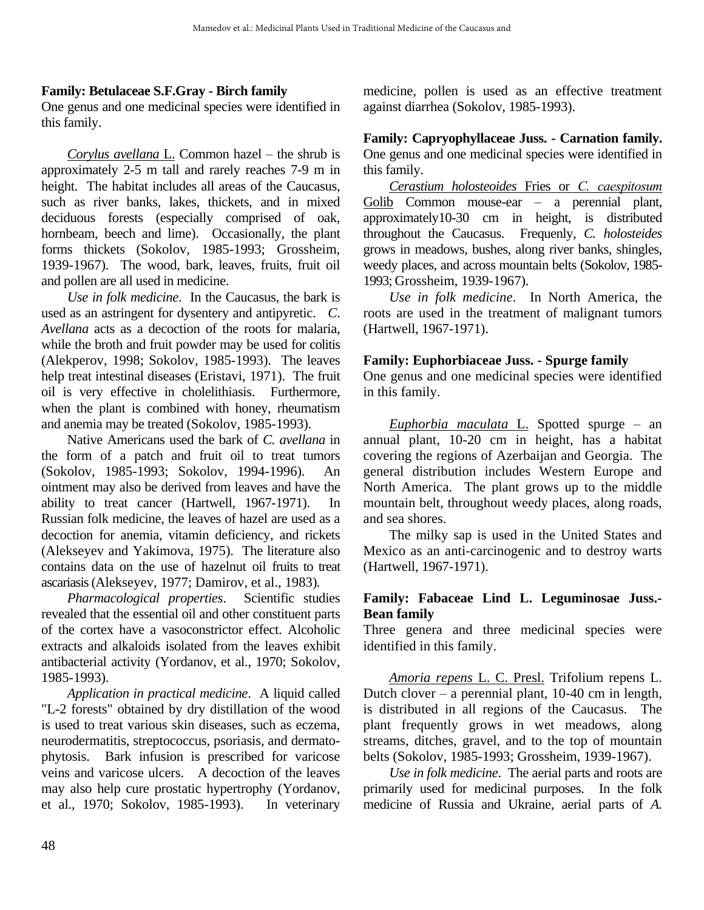**Family: Betulaceae S.F.Gray - Birch family**
One genus and one medicinal species were identified in this family.

*Corylus avellana* L. Common hazel – the shrub is approximately 2-5 m tall and rarely reaches 7-9 m in height. The habitat includes all areas of the Caucasus, such as river banks, lakes, thickets, and in mixed deciduous forests (especially comprised of oak, hornbeam, beech and lime). Occasionally, the plant forms thickets (Sokolov, 1985-1993; Grossheim, 1939-1967). The wood, bark, leaves, fruits, fruit oil and pollen are all used in medicine.

*Use in folk medicine*. In the Caucasus, the bark is used as an astringent for dysentery and antipyretic. *C. Avellana* acts as a decoction of the roots for malaria, while the broth and fruit powder may be used for colitis (Alekperov, 1998; Sokolov, 1985-1993). The leaves help treat intestinal diseases (Eristavi, 1971). The fruit oil is very effective in cholelithiasis. Furthermore, when the plant is combined with honey, rheumatism and anemia may be treated (Sokolov, 1985-1993).

Native Americans used the bark of *C. avellana* in the form of a patch and fruit oil to treat tumors (Sokolov, 1985-1993; Sokolov, 1994-1996). An ointment may also be derived from leaves and have the ability to treat cancer (Hartwell, 1967-1971). In Russian folk medicine, the leaves of hazel are used as a decoction for anemia, vitamin deficiency, and rickets (Alekseyev and Yakimova, 1975). The literature also contains data on the use of hazelnut oil fruits to treat ascariasis (Alekseyev, 1977; Damirov, et al., 1983).

*Pharmacological properties*. Scientific studies revealed that the essential oil and other constituent parts of the cortex have a vasoconstrictor effect. Alcoholic extracts and alkaloids isolated from the leaves exhibit antibacterial activity (Yordanov, et al., 1970; Sokolov, 1985-1993).

*Application in practical medicine*. A liquid called "L-2 forests" obtained by dry distillation of the wood is used to treat various skin diseases, such as eczema, neurodermatitis, streptococcus, psoriasis, and dermatophytosis. Bark infusion is prescribed for varicose veins and varicose ulcers. A decoction of the leaves may also help cure prostatic hypertrophy (Yordanov, et al., 1970; Sokolov, 1985-1993). In veterinary medicine, pollen is used as an effective treatment against diarrhea (Sokolov, 1985-1993).

**Family: Capryophyllaceae Juss. - Carnation family.**
One genus and one medicinal species were identified in this family.

*Cerastium holosteoides* Fries or *C. caespitosum* Golib Common mouse-ear – a perennial plant, approximately10-30 cm in height, is distributed throughout the Caucasus. Frequenly, *C. holosteides* grows in meadows, bushes, along river banks, shingles, weedy places, and across mountain belts (Sokolov, 1985-1993; Grossheim, 1939-1967).

*Use in folk medicine*. In North America, the roots are used in the treatment of malignant tumors (Hartwell, 1967-1971).

**Family: Euphorbiaceae Juss. - Spurge family**
One genus and one medicinal species were identified in this family.

*Euphorbia maculata* L. Spotted spurge – an annual plant, 10-20 cm in height, has a habitat covering the regions of Azerbaijan and Georgia. The general distribution includes Western Europe and North America. The plant grows up to the middle mountain belt, throughout weedy places, along roads, and sea shores.

The milky sap is used in the United States and Mexico as an anti-carcinogenic and to destroy warts (Hartwell, 1967-1971).

**Family: Fabaceae Lind L. Leguminosae Juss.- Bean family**
Three genera and three medicinal species were identified in this family.

*Amoria repens* L. C. Presl. Trifolium repens L. Dutch clover – a perennial plant, 10-40 cm in length, is distributed in all regions of the Caucasus. The plant frequently grows in wet meadows, along streams, ditches, gravel, and to the top of mountain belts (Sokolov, 1985-1993; Grossheim, 1939-1967).

*Use in folk medicine*. The aerial parts and roots are primarily used for medicinal purposes. In the folk medicine of Russia and Ukraine, aerial parts of *A.*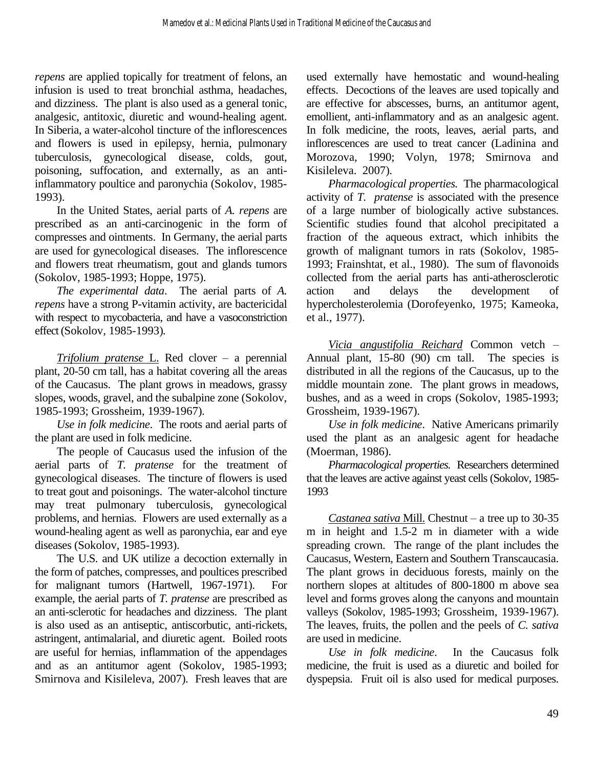*repens* are applied topically for treatment of felons, an infusion is used to treat bronchial asthma, headaches, and dizziness. The plant is also used as a general tonic, analgesic, antitoxic, diuretic and wound-healing agent. In Siberia, a water-alcohol tincture of the inflorescences and flowers is used in epilepsy, hernia, pulmonary tuberculosis, gynecological disease, colds, gout, poisoning, suffocation, and externally, as an anti-inflammatory poultice and paronychia (Sokolov, 1985-1993).

In the United States, aerial parts of *A. repens* are prescribed as an anti-carcinogenic in the form of compresses and ointments. In Germany, the aerial parts are used for gynecological diseases. The inflorescence and flowers treat rheumatism, gout and glands tumors (Sokolov, 1985-1993; Hoppe, 1975).

*The experimental data*. The aerial parts of *A. repens* have a strong P-vitamin activity, are bactericidal with respect to mycobacteria, and have a vasoconstriction effect (Sokolov, 1985-1993).

*Trifolium pratense* L. Red clover – a perennial plant, 20-50 cm tall, has a habitat covering all the areas of the Caucasus. The plant grows in meadows, grassy slopes, woods, gravel, and the subalpine zone (Sokolov, 1985-1993; Grossheim, 1939-1967).

*Use in folk medicine*. The roots and aerial parts of the plant are used in folk medicine.

The people of Caucasus used the infusion of the aerial parts of *T. pratense* for the treatment of gynecological diseases. The tincture of flowers is used to treat gout and poisonings. The water-alcohol tincture may treat pulmonary tuberculosis, gynecological problems, and hernias. Flowers are used externally as a wound-healing agent as well as paronychia, ear and eye diseases (Sokolov, 1985-1993).

The U.S. and UK utilize a decoction externally in the form of patches, compresses, and poultices prescribed for malignant tumors (Hartwell, 1967-1971). For example, the aerial parts of *T. pratense* are prescribed as an anti-sclerotic for headaches and dizziness. The plant is also used as an antiseptic, antiscorbutic, anti-rickets, astringent, antimalarial, and diuretic agent. Boiled roots are useful for hernias, inflammation of the appendages and as an antitumor agent (Sokolov, 1985-1993; Smirnova and Kisileleva, 2007). Fresh leaves that are used externally have hemostatic and wound-healing effects. Decoctions of the leaves are used topically and are effective for abscesses, burns, an antitumor agent, emollient, anti-inflammatory and as an analgesic agent. In folk medicine, the roots, leaves, aerial parts, and inflorescences are used to treat cancer (Ladinina and Morozova, 1990; Volyn, 1978; Smirnova and Kisileleva. 2007).

*Pharmacological properties.* The pharmacological activity of *T. pratense* is associated with the presence of a large number of biologically active substances. Scientific studies found that alcohol precipitated a fraction of the aqueous extract, which inhibits the growth of malignant tumors in rats (Sokolov, 1985-1993; Frainshtat, et al., 1980). The sum of flavonoids collected from the aerial parts has anti-atherosclerotic action and delays the development of hypercholesterolemia (Dorofeyenko, 1975; Kameoka, et al., 1977).

*Vicia angustifolia Reichard* Common vetch – Annual plant, 15-80 (90) cm tall. The species is distributed in all the regions of the Caucasus, up to the middle mountain zone. The plant grows in meadows, bushes, and as a weed in crops (Sokolov, 1985-1993; Grossheim, 1939-1967).

*Use in folk medicine*. Native Americans primarily used the plant as an analgesic agent for headache (Moerman, 1986).

*Pharmacological properties.* Researchers determined that the leaves are active against yeast cells (Sokolov, 1985-1993

*Castanea sativa* Mill. Chestnut – a tree up to 30-35 m in height and 1.5-2 m in diameter with a wide spreading crown. The range of the plant includes the Caucasus, Western, Eastern and Southern Transcaucasia. The plant grows in deciduous forests, mainly on the northern slopes at altitudes of 800-1800 m above sea level and forms groves along the canyons and mountain valleys (Sokolov, 1985-1993; Grossheim, 1939-1967). The leaves, fruits, the pollen and the peels of *C. sativa* are used in medicine.

*Use in folk medicine*. In the Caucasus folk medicine, the fruit is used as a diuretic and boiled for dyspepsia. Fruit oil is also used for medical purposes.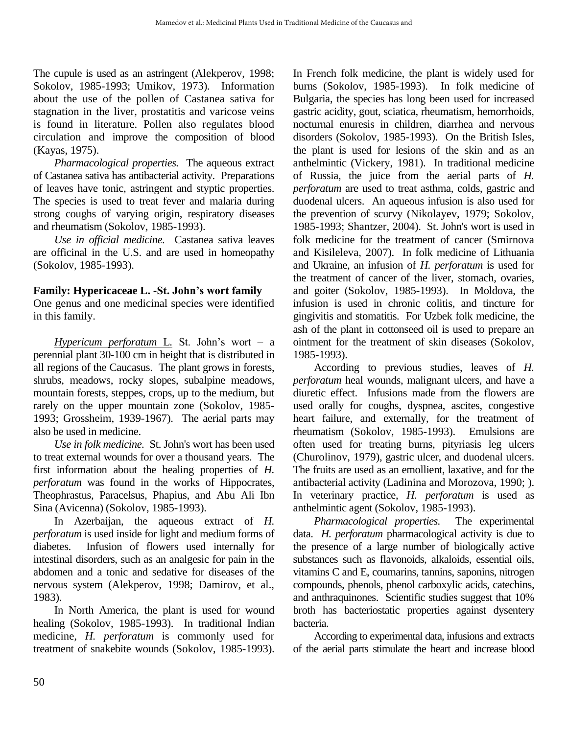The cupule is used as an astringent (Alekperov, 1998; Sokolov, 1985-1993; Umikov, 1973). Information about the use of the pollen of Castanea sativa for stagnation in the liver, prostatitis and varicose veins is found in literature. Pollen also regulates blood circulation and improve the composition of blood (Kayas, 1975).

*Pharmacological properties.* The aqueous extract of Castanea sativa has antibacterial activity. Preparations of leaves have tonic, astringent and styptic properties. The species is used to treat fever and malaria during strong coughs of varying origin, respiratory diseases and rheumatism (Sokolov, 1985-1993).

*Use in official medicine.* Castanea sativa leaves are officinal in the U.S. and are used in homeopathy (Sokolov, 1985-1993).

**Family: Hypericaceae L. -St. John's wort family**

One genus and one medicinal species were identified in this family.

*Hypericum perforatum* L. St. John's wort – a perennial plant 30-100 cm in height that is distributed in all regions of the Caucasus. The plant grows in forests, shrubs, meadows, rocky slopes, subalpine meadows, mountain forests, steppes, crops, up to the medium, but rarely on the upper mountain zone (Sokolov, 1985-1993; Grossheim, 1939-1967). The aerial parts may also be used in medicine.

*Use in folk medicine.* St. John's wort has been used to treat external wounds for over a thousand years. The first information about the healing properties of *H. perforatum* was found in the works of Hippocrates, Theophrastus, Paracelsus, Phapius, and Abu Ali Ibn Sina (Avicenna) (Sokolov, 1985-1993).

In Azerbaijan, the aqueous extract of *H. perforatum* is used inside for light and medium forms of diabetes. Infusion of flowers used internally for intestinal disorders, such as an analgesic for pain in the abdomen and a tonic and sedative for diseases of the nervous system (Alekperov, 1998; Damirov, et al., 1983).

In North America, the plant is used for wound healing (Sokolov, 1985-1993). In traditional Indian medicine, *H. perforatum* is commonly used for treatment of snakebite wounds (Sokolov, 1985-1993). In French folk medicine, the plant is widely used for burns (Sokolov, 1985-1993). In folk medicine of Bulgaria, the species has long been used for increased gastric acidity, gout, sciatica, rheumatism, hemorrhoids, nocturnal enuresis in children, diarrhea and nervous disorders (Sokolov, 1985-1993). On the British Isles, the plant is used for lesions of the skin and as an anthelmintic (Vickery, 1981). In traditional medicine of Russia, the juice from the aerial parts of *H. perforatum* are used to treat asthma, colds, gastric and duodenal ulcers. An aqueous infusion is also used for the prevention of scurvy (Nikolayev, 1979; Sokolov, 1985-1993; Shantzer, 2004). St. John's wort is used in folk medicine for the treatment of cancer (Smirnova and Kisileleva, 2007). In folk medicine of Lithuania and Ukraine, an infusion of *H. perforatum* is used for the treatment of cancer of the liver, stomach, ovaries, and goiter (Sokolov, 1985-1993). In Moldova, the infusion is used in chronic colitis, and tincture for gingivitis and stomatitis. For Uzbek folk medicine, the ash of the plant in cottonseed oil is used to prepare an ointment for the treatment of skin diseases (Sokolov, 1985-1993).

According to previous studies, leaves of *H. perforatum* heal wounds, malignant ulcers, and have a diuretic effect. Infusions made from the flowers are used orally for coughs, dyspnea, ascites, congestive heart failure, and externally, for the treatment of rheumatism (Sokolov, 1985-1993). Emulsions are often used for treating burns, pityriasis leg ulcers (Churolinov, 1979), gastric ulcer, and duodenal ulcers. The fruits are used as an emollient, laxative, and for the antibacterial activity (Ladinina and Morozova, 1990; ). In veterinary practice, *H. perforatum* is used as anthelmintic agent (Sokolov, 1985-1993).

*Pharmacological properties.* The experimental data. *H. perforatum* pharmacological activity is due to the presence of a large number of biologically active substances such as flavonoids, alkaloids, essential oils, vitamins C and E, coumarins, tannins, saponins, nitrogen compounds, phenols, phenol carboxylic acids, catechins, and anthraquinones. Scientific studies suggest that 10% broth has bacteriostatic properties against dysentery bacteria.

According to experimental data, infusions and extracts of the aerial parts stimulate the heart and increase blood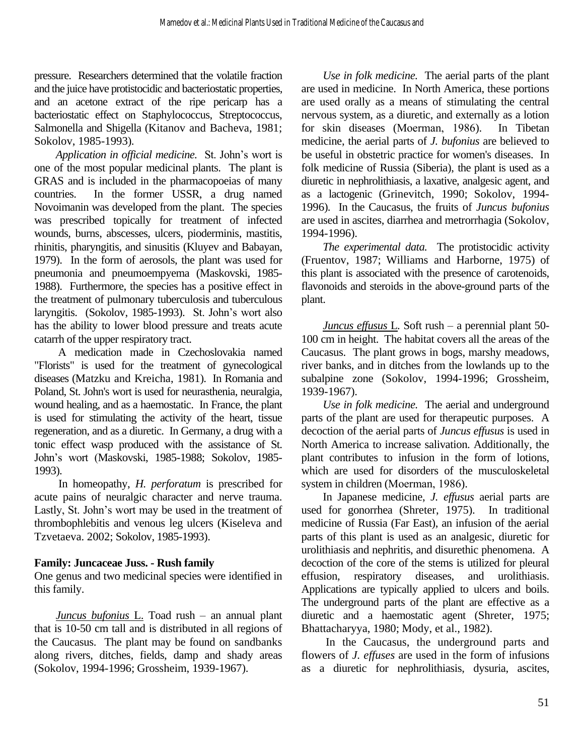pressure. Researchers determined that the volatile fraction and the juice have protistocidic and bacteriostatic properties, and an acetone extract of the ripe pericarp has a bacteriostatic effect on Staphylococcus, Streptococcus, Salmonella and Shigella (Kitanov and Bacheva, 1981; Sokolov, 1985-1993).

*Application in official medicine.* St. John's wort is one of the most popular medicinal plants. The plant is GRAS and is included in the pharmacopoeias of many countries. In the former USSR, a drug named Novoimanin was developed from the plant. The species was prescribed topically for treatment of infected wounds, burns, abscesses, ulcers, pioderminis, mastitis, rhinitis, pharyngitis, and sinusitis (Kluyev and Babayan, 1979). In the form of aerosols, the plant was used for pneumonia and pneumoempyema (Maskovski, 1985-1988). Furthermore, the species has a positive effect in the treatment of pulmonary tuberculosis and tuberculous laryngitis. (Sokolov, 1985-1993). St. John's wort also has the ability to lower blood pressure and treats acute catarrh of the upper respiratory tract.

A medication made in Czechoslovakia named "Florists" is used for the treatment of gynecological diseases (Matzku and Kreicha, 1981). In Romania and Poland, St. John's wort is used for neurasthenia, neuralgia, wound healing, and as a haemostatic. In France, the plant is used for stimulating the activity of the heart, tissue regeneration, and as a diuretic. In Germany, a drug with a tonic effect wasp produced with the assistance of St. John's wort (Maskovski, 1985-1988; Sokolov, 1985-1993).

In homeopathy, *H. perforatum* is prescribed for acute pains of neuralgic character and nerve trauma. Lastly, St. John's wort may be used in the treatment of thrombophlebitis and venous leg ulcers (Kiseleva and Tzvetaeva. 2002; Sokolov, 1985-1993).

**Family: Juncaceae Juss. - Rush family**

One genus and two medicinal species were identified in this family.

*Juncus bufonius* L. Toad rush – an annual plant that is 10-50 cm tall and is distributed in all regions of the Caucasus. The plant may be found on sandbanks along rivers, ditches, fields, damp and shady areas (Sokolov, 1994-1996; Grossheim, 1939-1967).

*Use in folk medicine.* The aerial parts of the plant are used in medicine. In North America, these portions are used orally as a means of stimulating the central nervous system, as a diuretic, and externally as a lotion for skin diseases (Moerman, 1986). In Tibetan medicine, the aerial parts of *J. bufonius* are believed to be useful in obstetric practice for women's diseases. In folk medicine of Russia (Siberia), the plant is used as a diuretic in nephrolithiasis, a laxative, analgesic agent, and as a lactogenic (Grinevitch, 1990; Sokolov, 1994-1996). In the Caucasus, the fruits of *Juncus bufonius* are used in ascites, diarrhea and metrorrhagia (Sokolov, 1994-1996).

*The experimental data.* The protistocidic activity (Fruentov, 1987; Williams and Harborne, 1975) of this plant is associated with the presence of carotenoids, flavonoids and steroids in the above-ground parts of the plant.

*Juncus effusus* L. Soft rush – a perennial plant 50-100 cm in height. The habitat covers all the areas of the Caucasus. The plant grows in bogs, marshy meadows, river banks, and in ditches from the lowlands up to the subalpine zone (Sokolov, 1994-1996; Grossheim, 1939-1967).

*Use in folk medicine.* The aerial and underground parts of the plant are used for therapeutic purposes. A decoction of the aerial parts of *Juncus effusus* is used in North America to increase salivation. Additionally, the plant contributes to infusion in the form of lotions, which are used for disorders of the musculoskeletal system in children (Moerman, 1986).

In Japanese medicine, *J. effusus* aerial parts are used for gonorrhea (Shreter, 1975). In traditional medicine of Russia (Far East), an infusion of the aerial parts of this plant is used as an analgesic, diuretic for urolithiasis and nephritis, and disurethic phenomena. A decoction of the core of the stems is utilized for pleural effusion, respiratory diseases, and urolithiasis. Applications are typically applied to ulcers and boils. The underground parts of the plant are effective as a diuretic and a haemostatic agent (Shreter, 1975; Bhattacharyya, 1980; Mody, et al., 1982).

In the Caucasus, the underground parts and flowers of *J. effuses* are used in the form of infusions as a diuretic for nephrolithiasis, dysuria, ascites,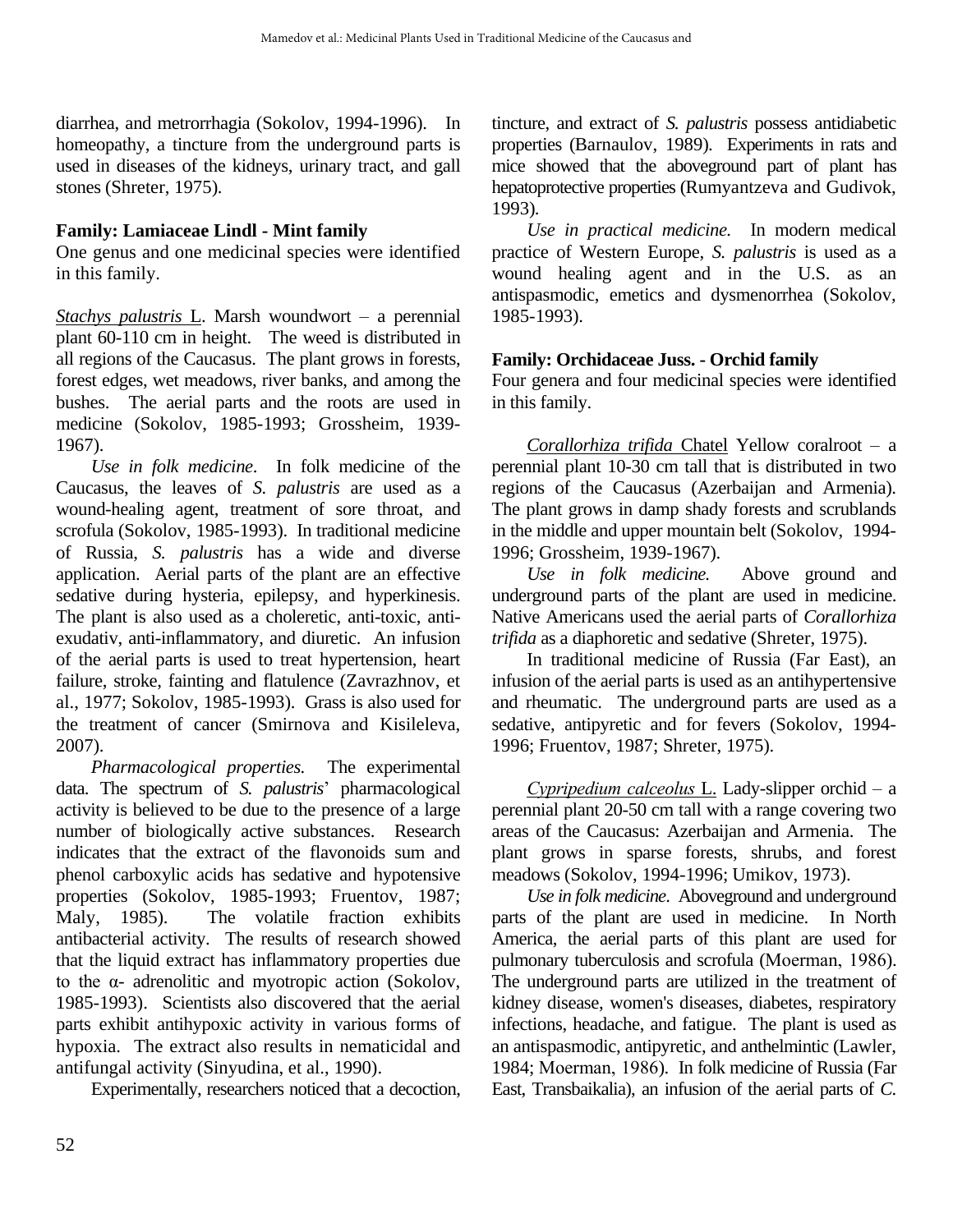diarrhea, and metrorrhagia (Sokolov, 1994-1996). In homeopathy, a tincture from the underground parts is used in diseases of the kidneys, urinary tract, and gall stones (Shreter, 1975).

**Family: Lamiaceae Lindl - Mint family**

One genus and one medicinal species were identified in this family.

*Stachys palustris* L. Marsh woundwort – a perennial plant 60-110 cm in height. The weed is distributed in all regions of the Caucasus. The plant grows in forests, forest edges, wet meadows, river banks, and among the bushes. The aerial parts and the roots are used in medicine (Sokolov, 1985-1993; Grossheim, 1939-1967).

*Use in folk medicine*. In folk medicine of the Caucasus, the leaves of *S. palustris* are used as a wound-healing agent, treatment of sore throat, and scrofula (Sokolov, 1985-1993). In traditional medicine of Russia, *S. palustris* has a wide and diverse application. Aerial parts of the plant are an effective sedative during hysteria, epilepsy, and hyperkinesis. The plant is also used as a choleretic, anti-toxic, anti-exudativ, anti-inflammatory, and diuretic. An infusion of the aerial parts is used to treat hypertension, heart failure, stroke, fainting and flatulence (Zavrazhnov, et al., 1977; Sokolov, 1985-1993). Grass is also used for the treatment of cancer (Smirnova and Kisileleva, 2007).

*Pharmacological properties.* The experimental data. The spectrum of *S. palustris*' pharmacological activity is believed to be due to the presence of a large number of biologically active substances. Research indicates that the extract of the flavonoids sum and phenol carboxylic acids has sedative and hypotensive properties (Sokolov, 1985-1993; Fruentov, 1987; Maly, 1985). The volatile fraction exhibits antibacterial activity. The results of research showed that the liquid extract has inflammatory properties due to the α- adrenolitic and myotropic action (Sokolov, 1985-1993). Scientists also discovered that the aerial parts exhibit antihypoxic activity in various forms of hypoxia. The extract also results in nematicidal and antifungal activity (Sinyudina, et al., 1990).

Experimentally, researchers noticed that a decoction, tincture, and extract of *S. palustris* possess antidiabetic properties (Barnaulov, 1989). Experiments in rats and mice showed that the aboveground part of plant has hepatoprotective properties (Rumyantzeva and Gudivok, 1993).

*Use in practical medicine.* In modern medical practice of Western Europe, *S. palustris* is used as a wound healing agent and in the U.S. as an antispasmodic, emetics and dysmenorrhea (Sokolov, 1985-1993).

**Family: Orchidaceae Juss. - Orchid family**

Four genera and four medicinal species were identified in this family.

*Corallorhiza trifida* Chatel Yellow coralroot – a perennial plant 10-30 cm tall that is distributed in two regions of the Caucasus (Azerbaijan and Armenia). The plant grows in damp shady forests and scrublands in the middle and upper mountain belt (Sokolov, 1994-1996; Grossheim, 1939-1967).

*Use in folk medicine.* Above ground and underground parts of the plant are used in medicine. Native Americans used the aerial parts of *Corallorhiza trifida* as a diaphoretic and sedative (Shreter, 1975).

In traditional medicine of Russia (Far East), an infusion of the aerial parts is used as an antihypertensive and rheumatic. The underground parts are used as a sedative, antipyretic and for fevers (Sokolov, 1994-1996; Fruentov, 1987; Shreter, 1975).

*Cypripedium calceolus* L. Lady-slipper orchid – a perennial plant 20-50 cm tall with a range covering two areas of the Caucasus: Azerbaijan and Armenia. The plant grows in sparse forests, shrubs, and forest meadows (Sokolov, 1994-1996; Umikov, 1973).

*Use in folk medicine.* Aboveground and underground parts of the plant are used in medicine. In North America, the aerial parts of this plant are used for pulmonary tuberculosis and scrofula (Moerman, 1986). The underground parts are utilized in the treatment of kidney disease, women's diseases, diabetes, respiratory infections, headache, and fatigue. The plant is used as an antispasmodic, antipyretic, and anthelmintic (Lawler, 1984; Moerman, 1986). In folk medicine of Russia (Far East, Transbaikalia), an infusion of the aerial parts of *C.*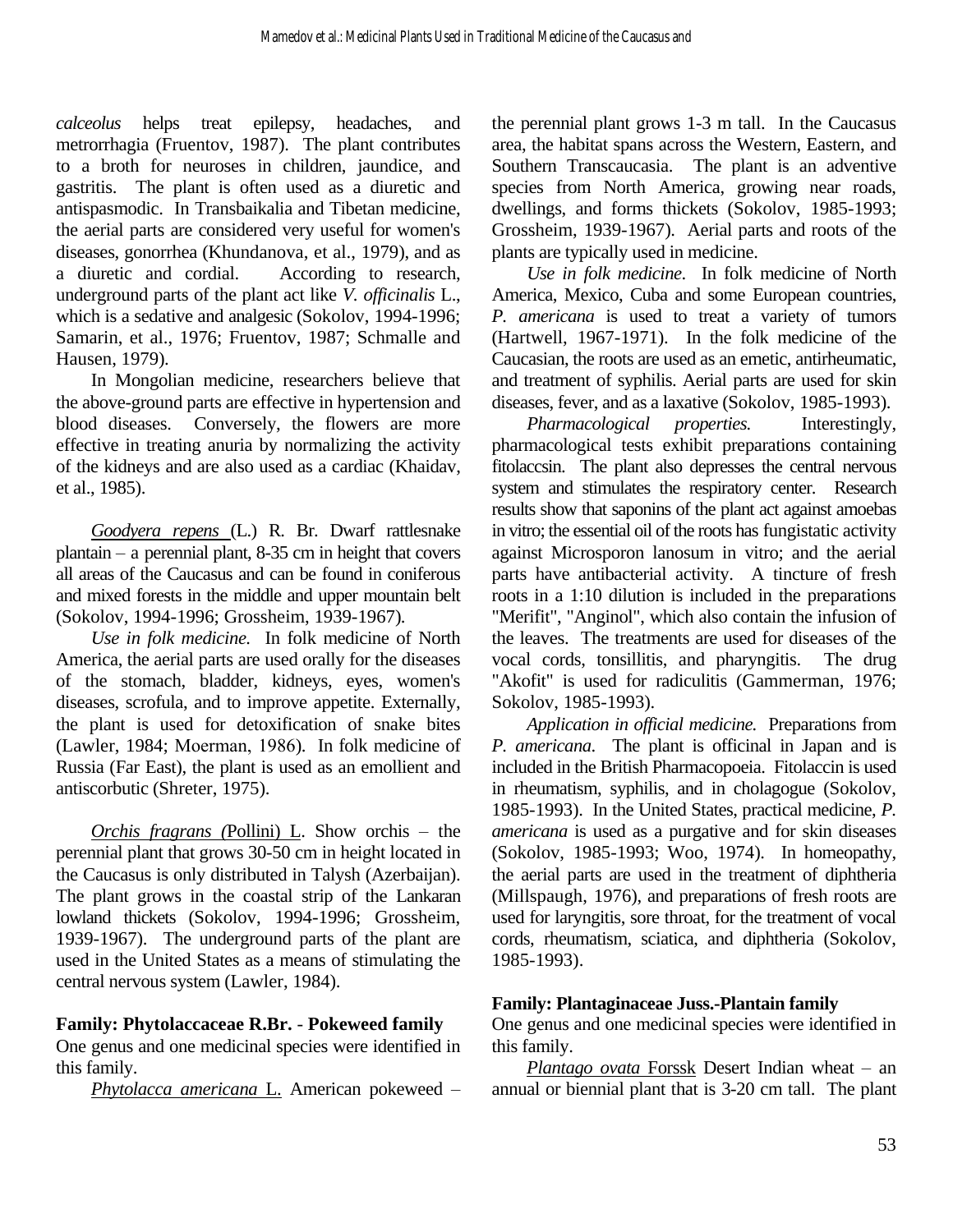*calceolus* helps treat epilepsy, headaches, and metrorrhagia (Fruentov, 1987). The plant contributes to a broth for neuroses in children, jaundice, and gastritis. The plant is often used as a diuretic and antispasmodic. In Transbaikalia and Tibetan medicine, the aerial parts are considered very useful for women's diseases, gonorrhea (Khundanova, et al., 1979), and as a diuretic and cordial. According to research, underground parts of the plant act like *V. officinalis* L., which is a sedative and analgesic (Sokolov, 1994-1996; Samarin, et al., 1976; Fruentov, 1987; Schmalle and Hausen, 1979).

In Mongolian medicine, researchers believe that the above-ground parts are effective in hypertension and blood diseases. Conversely, the flowers are more effective in treating anuria by normalizing the activity of the kidneys and are also used as a cardiac (Khaidav, et al., 1985).

*Goodyera repens* (L.) R. Br. Dwarf rattlesnake plantain – a perennial plant, 8-35 cm in height that covers all areas of the Caucasus and can be found in coniferous and mixed forests in the middle and upper mountain belt (Sokolov, 1994-1996; Grossheim, 1939-1967).

*Use in folk medicine.* In folk medicine of North America, the aerial parts are used orally for the diseases of the stomach, bladder, kidneys, eyes, women's diseases, scrofula, and to improve appetite. Externally, the plant is used for detoxification of snake bites (Lawler, 1984; Moerman, 1986). In folk medicine of Russia (Far East), the plant is used as an emollient and antiscorbutic (Shreter, 1975).

*Orchis fragrans* (Pollini) L. Show orchis – the perennial plant that grows 30-50 cm in height located in the Caucasus is only distributed in Talysh (Azerbaijan). The plant grows in the coastal strip of the Lankaran lowland thickets (Sokolov, 1994-1996; Grossheim, 1939-1967). The underground parts of the plant are used in the United States as a means of stimulating the central nervous system (Lawler, 1984).

**Family: Phytolaccaceae R.Br. - Pokeweed family**

One genus and one medicinal species were identified in this family.

*Phytolacca americana* L. American pokeweed – the perennial plant grows 1-3 m tall. In the Caucasus area, the habitat spans across the Western, Eastern, and Southern Transcaucasia. The plant is an adventive species from North America, growing near roads, dwellings, and forms thickets (Sokolov, 1985-1993; Grossheim, 1939-1967). Aerial parts and roots of the plants are typically used in medicine.

*Use in folk medicine.* In folk medicine of North America, Mexico, Cuba and some European countries, *P. americana* is used to treat a variety of tumors (Hartwell, 1967-1971). In the folk medicine of the Caucasian, the roots are used as an emetic, antirheumatic, and treatment of syphilis. Aerial parts are used for skin diseases, fever, and as a laxative (Sokolov, 1985-1993).

*Pharmacological properties.* Interestingly, pharmacological tests exhibit preparations containing fitolaccsin. The plant also depresses the central nervous system and stimulates the respiratory center. Research results show that saponins of the plant act against amoebas in vitro; the essential oil of the roots has fungistatic activity against Microsporon lanosum in vitro; and the aerial parts have antibacterial activity. A tincture of fresh roots in a 1:10 dilution is included in the preparations "Merifit", "Anginol", which also contain the infusion of the leaves. The treatments are used for diseases of the vocal cords, tonsillitis, and pharyngitis. The drug "Akofit" is used for radiculitis (Gammerman, 1976; Sokolov, 1985-1993).

*Application in official medicine.* Preparations from *P. americana*. The plant is officinal in Japan and is included in the British Pharmacopoeia. Fitolaccin is used in rheumatism, syphilis, and in cholagogue (Sokolov, 1985-1993). In the United States, practical medicine, *P. americana* is used as a purgative and for skin diseases (Sokolov, 1985-1993; Woo, 1974). In homeopathy, the aerial parts are used in the treatment of diphtheria (Millspaugh, 1976), and preparations of fresh roots are used for laryngitis, sore throat, for the treatment of vocal cords, rheumatism, sciatica, and diphtheria (Sokolov, 1985-1993).

**Family: Plantaginaceae Juss.-Plantain family**

One genus and one medicinal species were identified in this family.

*Plantago ovata* Forssk Desert Indian wheat – an annual or biennial plant that is 3-20 cm tall. The plant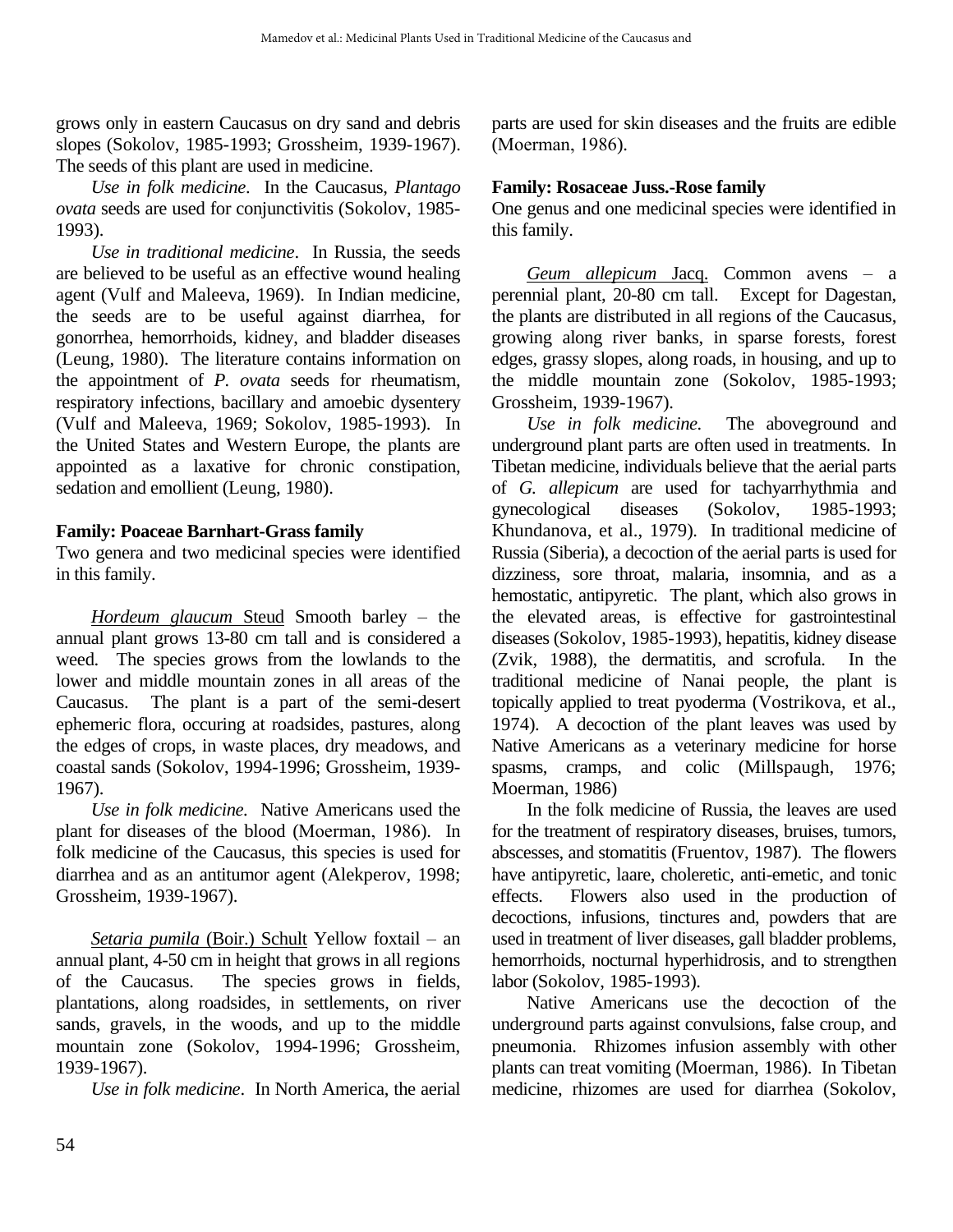grows only in eastern Caucasus on dry sand and debris slopes (Sokolov, 1985-1993; Grossheim, 1939-1967). The seeds of this plant are used in medicine.

*Use in folk medicine*. In the Caucasus, *Plantago ovata* seeds are used for conjunctivitis (Sokolov, 1985-1993).

*Use in traditional medicine*. In Russia, the seeds are believed to be useful as an effective wound healing agent (Vulf and Maleeva, 1969). In Indian medicine, the seeds are to be useful against diarrhea, for gonorrhea, hemorrhoids, kidney, and bladder diseases (Leung, 1980). The literature contains information on the appointment of *P. ovata* seeds for rheumatism, respiratory infections, bacillary and amoebic dysentery (Vulf and Maleeva, 1969; Sokolov, 1985-1993). In the United States and Western Europe, the plants are appointed as a laxative for chronic constipation, sedation and emollient (Leung, 1980).

**Family: Poaceae Barnhart-Grass family**

Two genera and two medicinal species were identified in this family.

*Hordeum glaucum* Steud Smooth barley – the annual plant grows 13-80 cm tall and is considered a weed. The species grows from the lowlands to the lower and middle mountain zones in all areas of the Caucasus. The plant is a part of the semi-desert ephemeric flora, occuring at roadsides, pastures, along the edges of crops, in waste places, dry meadows, and coastal sands (Sokolov, 1994-1996; Grossheim, 1939-1967).

*Use in folk medicine.* Native Americans used the plant for diseases of the blood (Moerman, 1986). In folk medicine of the Caucasus, this species is used for diarrhea and as an antitumor agent (Alekperov, 1998; Grossheim, 1939-1967).

*Setaria pumila* (Boir.) Schult Yellow foxtail – an annual plant, 4-50 cm in height that grows in all regions of the Caucasus. The species grows in fields, plantations, along roadsides, in settlements, on river sands, gravels, in the woods, and up to the middle mountain zone (Sokolov, 1994-1996; Grossheim, 1939-1967).

*Use in folk medicine*. In North America, the aerial parts are used for skin diseases and the fruits are edible (Moerman, 1986).

**Family: Rosaceae Juss.-Rose family**

One genus and one medicinal species were identified in this family.

*Geum allepicum* Jacq. Common avens – a perennial plant, 20-80 cm tall. Except for Dagestan, the plants are distributed in all regions of the Caucasus, growing along river banks, in sparse forests, forest edges, grassy slopes, along roads, in housing, and up to the middle mountain zone (Sokolov, 1985-1993; Grossheim, 1939-1967).

*Use in folk medicine.* The aboveground and underground plant parts are often used in treatments. In Tibetan medicine, individuals believe that the aerial parts of *G. allepicum* are used for tachyarrhythmia and gynecological diseases (Sokolov, 1985-1993; Khundanova, et al., 1979). In traditional medicine of Russia (Siberia), a decoction of the aerial parts is used for dizziness, sore throat, malaria, insomnia, and as a hemostatic, antipyretic. The plant, which also grows in the elevated areas, is effective for gastrointestinal diseases (Sokolov, 1985-1993), hepatitis, kidney disease (Zvik, 1988), the dermatitis, and scrofula. In the traditional medicine of Nanai people, the plant is topically applied to treat pyoderma (Vostrikova, et al., 1974). A decoction of the plant leaves was used by Native Americans as a veterinary medicine for horse spasms, cramps, and colic (Millspaugh, 1976; Moerman, 1986)

In the folk medicine of Russia, the leaves are used for the treatment of respiratory diseases, bruises, tumors, abscesses, and stomatitis (Fruentov, 1987). The flowers have antipyretic, laare, choleretic, anti-emetic, and tonic effects. Flowers also used in the production of decoctions, infusions, tinctures and, powders that are used in treatment of liver diseases, gall bladder problems, hemorrhoids, nocturnal hyperhidrosis, and to strengthen labor (Sokolov, 1985-1993).

Native Americans use the decoction of the underground parts against convulsions, false croup, and pneumonia. Rhizomes infusion assembly with other plants can treat vomiting (Moerman, 1986). In Tibetan medicine, rhizomes are used for diarrhea (Sokolov,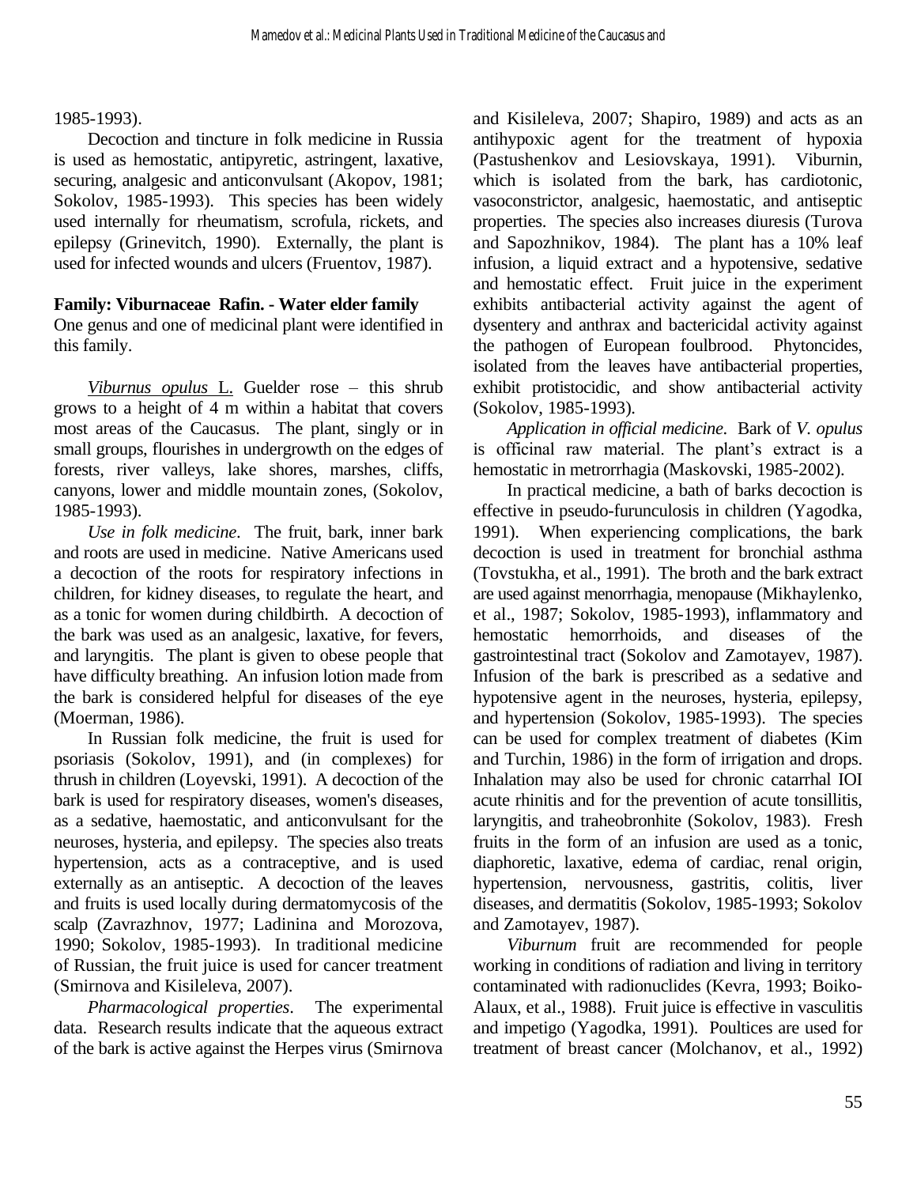1985-1993).

Decoction and tincture in folk medicine in Russia is used as hemostatic, antipyretic, astringent, laxative, securing, analgesic and anticonvulsant (Akopov, 1981; Sokolov, 1985-1993). This species has been widely used internally for rheumatism, scrofula, rickets, and epilepsy (Grinevitch, 1990). Externally, the plant is used for infected wounds and ulcers (Fruentov, 1987).

**Family: Viburnaceae Rafin. - Water elder family**

One genus and one of medicinal plant were identified in this family.

<u>*Viburnus opulus* L.</u> Guelder rose – this shrub grows to a height of 4 m within a habitat that covers most areas of the Caucasus. The plant, singly or in small groups, flourishes in undergrowth on the edges of forests, river valleys, lake shores, marshes, cliffs, canyons, lower and middle mountain zones, (Sokolov, 1985-1993).

*Use in folk medicine*. The fruit, bark, inner bark and roots are used in medicine. Native Americans used a decoction of the roots for respiratory infections in children, for kidney diseases, to regulate the heart, and as a tonic for women during childbirth. A decoction of the bark was used as an analgesic, laxative, for fevers, and laryngitis. The plant is given to obese people that have difficulty breathing. An infusion lotion made from the bark is considered helpful for diseases of the eye (Moerman, 1986).

In Russian folk medicine, the fruit is used for psoriasis (Sokolov, 1991), and (in complexes) for thrush in children (Loyevski, 1991). A decoction of the bark is used for respiratory diseases, women's diseases, as a sedative, haemostatic, and anticonvulsant for the neuroses, hysteria, and epilepsy. The species also treats hypertension, acts as a contraceptive, and is used externally as an antiseptic. A decoction of the leaves and fruits is used locally during dermatomycosis of the scalp (Zavrazhnov, 1977; Ladinina and Morozova, 1990; Sokolov, 1985-1993). In traditional medicine of Russian, the fruit juice is used for cancer treatment (Smirnova and Kisileleva, 2007).

*Pharmacological properties*. The experimental data. Research results indicate that the aqueous extract of the bark is active against the Herpes virus (Smirnova and Kisileleva, 2007; Shapiro, 1989) and acts as an antihypoxic agent for the treatment of hypoxia (Pastushenkov and Lesiovskaya, 1991). Viburnin, which is isolated from the bark, has cardiotonic, vasoconstrictor, analgesic, haemostatic, and antiseptic properties. The species also increases diuresis (Turova and Sapozhnikov, 1984). The plant has a 10% leaf infusion, a liquid extract and a hypotensive, sedative and hemostatic effect. Fruit juice in the experiment exhibits antibacterial activity against the agent of dysentery and anthrax and bactericidal activity against the pathogen of European foulbrood. Phytoncides, isolated from the leaves have antibacterial properties, exhibit protistocidic, and show antibacterial activity (Sokolov, 1985-1993).

*Application in official medicine*. Bark of *V. opulus* is officinal raw material. The plant's extract is a hemostatic in metrorrhagia (Maskovski, 1985-2002).

In practical medicine, a bath of barks decoction is effective in pseudo-furunculosis in children (Yagodka, 1991). When experiencing complications, the bark decoction is used in treatment for bronchial asthma (Tovstukha, et al., 1991). The broth and the bark extract are used against menorrhagia, menopause (Mikhaylenko, et al., 1987; Sokolov, 1985-1993), inflammatory and hemostatic hemorrhoids, and diseases of the gastrointestinal tract (Sokolov and Zamotayev, 1987). Infusion of the bark is prescribed as a sedative and hypotensive agent in the neuroses, hysteria, epilepsy, and hypertension (Sokolov, 1985-1993). The species can be used for complex treatment of diabetes (Kim and Turchin, 1986) in the form of irrigation and drops. Inhalation may also be used for chronic catarrhal IOI acute rhinitis and for the prevention of acute tonsillitis, laryngitis, and traheobronhite (Sokolov, 1983). Fresh fruits in the form of an infusion are used as a tonic, diaphoretic, laxative, edema of cardiac, renal origin, hypertension, nervousness, gastritis, colitis, liver diseases, and dermatitis (Sokolov, 1985-1993; Sokolov and Zamotayev, 1987).

*Viburnum* fruit are recommended for people working in conditions of radiation and living in territory contaminated with radionuclides (Kevra, 1993; Boiko-Alaux, et al., 1988). Fruit juice is effective in vasculitis and impetigo (Yagodka, 1991). Poultices are used for treatment of breast cancer (Molchanov, et al., 1992)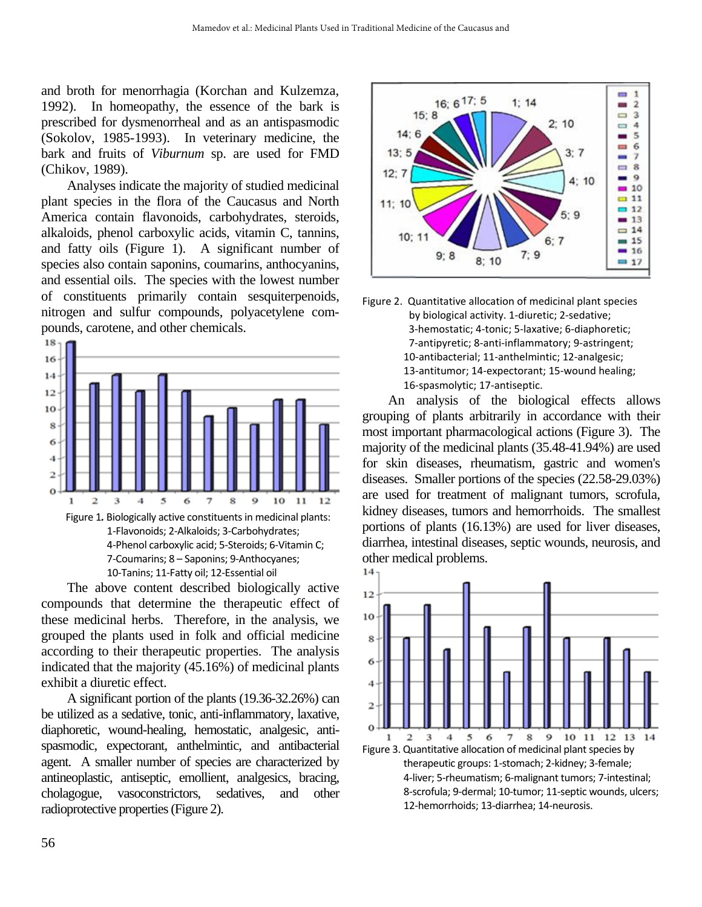and broth for menorrhagia (Korchan and Kulzemza, 1992). In homeopathy, the essence of the bark is prescribed for dysmenorrheal and as an antispasmodic (Sokolov, 1985-1993). In veterinary medicine, the bark and fruits of *Viburnum* sp. are used for FMD (Chikov, 1989).

Analyses indicate the majority of studied medicinal plant species in the flora of the Caucasus and North America contain flavonoids, carbohydrates, steroids, alkaloids, phenol carboxylic acids, vitamin C, tannins, and fatty oils (Figure 1). A significant number of species also contain saponins, coumarins, anthocyanins, and essential oils. The species with the lowest number of constituents primarily contain sesquiterpenoids, nitrogen and sulfur compounds, polyacetylene compounds, carotene, and other chemicals.

Figure 1. Biologically active constituents in medicinal plants: 1-Flavonoids; 2-Alkaloids; 3-Carbohydrates; 4-Phenol carboxylic acid; 5-Steroids; 6-Vitamin C; 7-Coumarins; 8 – Saponins; 9-Anthocyanes; 10-Tanins; 11-Fatty oil; 12-Essential oil

The above content described biologically active compounds that determine the therapeutic effect of these medicinal herbs. Therefore, in the analysis, we grouped the plants used in folk and official medicine according to their therapeutic properties. The analysis indicated that the majority (45.16%) of medicinal plants exhibit a diuretic effect.

A significant portion of the plants (19.36-32.26%) can be utilized as a sedative, tonic, anti-inflammatory, laxative, diaphoretic, wound-healing, hemostatic, analgesic, antispasmodic, expectorant, anthelmintic, and antibacterial agent. A smaller number of species are characterized by antineoplastic, antiseptic, emollient, analgesics, bracing, cholagogue, vasoconstrictors, sedatives, and other radioprotective properties (Figure 2).

Figure 2. Quantitative allocation of medicinal plant species by biological activity. 1-diuretic; 2-sedative; 3-hemostatic; 4-tonic; 5-laxative; 6-diaphoretic; 7-antipyretic; 8-anti-inflammatory; 9-astringent; 10-antibacterial; 11-anthelmintic; 12-analgesic; 13-antitumor; 14-expectorant; 15-wound healing; 16-spasmolytic; 17-antiseptic.

An analysis of the biological effects allows grouping of plants arbitrarily in accordance with their most important pharmacological actions (Figure 3). The majority of the medicinal plants (35.48-41.94%) are used for skin diseases, rheumatism, gastric and women's diseases. Smaller portions of the species (22.58-29.03%) are used for treatment of malignant tumors, scrofula, kidney diseases, tumors and hemorrhoids. The smallest portions of plants (16.13%) are used for liver diseases, diarrhea, intestinal diseases, septic wounds, neurosis, and other medical problems.

Figure 3. Quantitative allocation of medicinal plant species by therapeutic groups: 1-stomach; 2-kidney; 3-female; 4-liver; 5-rheumatism; 6-malignant tumors; 7-intestinal; 8-scrofula; 9-dermal; 10-tumor; 11-septic wounds, ulcers; 12-hemorrhoids; 13-diarrhea; 14-neurosis.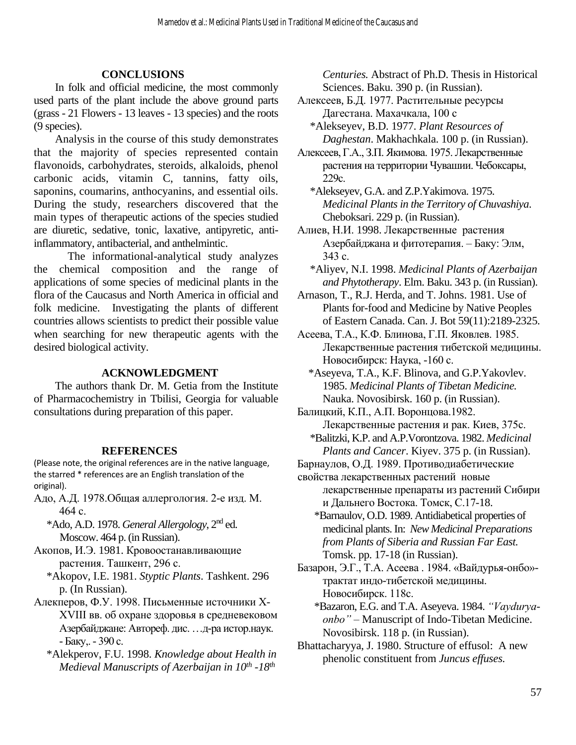## CONCLUSIONS

In folk and official medicine, the most commonly used parts of the plant include the above ground parts (grass - 21 Flowers - 13 leaves - 13 species) and the roots (9 species).

Analysis in the course of this study demonstrates that the majority of species represented contain flavonoids, carbohydrates, steroids, alkaloids, phenol carbonic acids, vitamin C, tannins, fatty oils, saponins, coumarins, anthocyanins, and essential oils. During the study, researchers discovered that the main types of therapeutic actions of the species studied are diuretic, sedative, tonic, laxative, antipyretic, anti-inflammatory, antibacterial, and anthelmintic.

The informational-analytical study analyzes the chemical composition and the range of applications of some species of medicinal plants in the flora of the Caucasus and North America in official and folk medicine. Investigating the plants of different countries allows scientists to predict their possible value when searching for new therapeutic agents with the desired biological activity.

## ACKNOWLEDGMENT

The authors thank Dr. M. Getia from the Institute of Pharmacochemistry in Tbilisi, Georgia for valuable consultations during preparation of this paper.

## REFERENCES

(Please note, the original references are in the native language, the starred * references are an English translation of the original).

Адо, А.Д. 1978.Общая аллергология. 2-е изд. М. 464 с.

*Ado, A.D. 1978. *General Allergology*, 2nd ed. Moscow. 464 p. (in Russian).

Акопов, И.Э. 1981. Кровоостанавливающие растения. Ташкент, 296 с.

*Akopov, I.E. 1981. *Styptic Plants*. Tashkent. 296 p. (In Russian).

Алекперов, Ф.У. 1998. Письменные источники X-XVIII вв. об охране здоровья в средневековом Азербайджане: Автореф. дис. …д-ра истор.наук. - Баку,. - 390 с.

*Alekperov, F.U. 1998. *Knowledge about Health in Medieval Manuscripts of Azerbaijan in 10th -18th Centuries.* Abstract of Ph.D. Thesis in Historical Sciences. Baku. 390 p. (in Russian).

Алексеев, Б.Д. 1977. Растительные ресурсы Дагестана. Махачкала, 100 с

*Alekseyev, B.D. 1977. *Plant Resources of Daghestan*. Makhachkala. 100 p. (in Russian).

Алексеев, Г.А., З.П. Якимова. 1975. Лекарственные растения на территории Чувашии. Чебоксары, 229с.

*Alekseyev, G.A. and Z.P.Yakimova. 1975. *Medicinal Plants in the Territory of Chuvashiya*. Cheboksari. 229 p. (in Russian).

Алиев, Н.И. 1998. Лекарственные растения Азербайджана и фитотерапия. – Баку: Элм, 343 с.

*Aliyev, N.I. 1998. *Medicinal Plants of Azerbaijan and Phytotherapy*. Elm. Baku. 343 p. (in Russian).

Arnason, T., R.J. Herda, and T. Johns. 1981. Use of Plants for-food and Medicine by Native Peoples of Eastern Canada. Can. J. Bot 59(11):2189-2325.

Асеева, Т.А., К.Ф. Блинова, Г.П. Яковлев. 1985. Лекарственные растения тибетской медицины. Новосибирск: Наука, -160 с.

*Aseyeva, T.A., K.F. Blinova, and G.P.Yakovlev. 1985. *Medicinal Plants of Tibetan Medicine.* Nauka. Novosibirsk. 160 p. (in Russian).

Балицкий, К.П., А.П. Воронцова.1982. Лекарственные растения и рак. Киев, 375с.

*Balitzki, K.P. and A.P.Vorontzova. 1982. *Medicinal Plants and Cancer*. Kiyev. 375 p. (in Russian).

Барнаулов, О.Д. 1989. Противодиабетические свойства лекарственных растений новые лекарственные препараты из растений Сибири и Дальнего Востока. Томск, С.17-18.

*Barnaulov, O.D. 1989. Antidiabetical properties of medicinal plants. In: *New Medicinal Preparations from Plants of Siberia and Russian Far East.* Tomsk. pp. 17-18 (in Russian).

Базарон, Э.Г., Т.А. Асеева . 1984. «Вайдурья-онбо»- трактат индо-тибетской медицины. Новосибирск. 118с.

*Bazaron, E.G. and T.A. Aseyeva. 1984. *"Vaydurya-onbo"* – Manuscript of Indo-Tibetan Medicine. Novosibirsk. 118 p. (in Russian).

Bhattacharyya, J. 1980. Structure of effusol: A new phenolic constituent from *Juncus effuses.*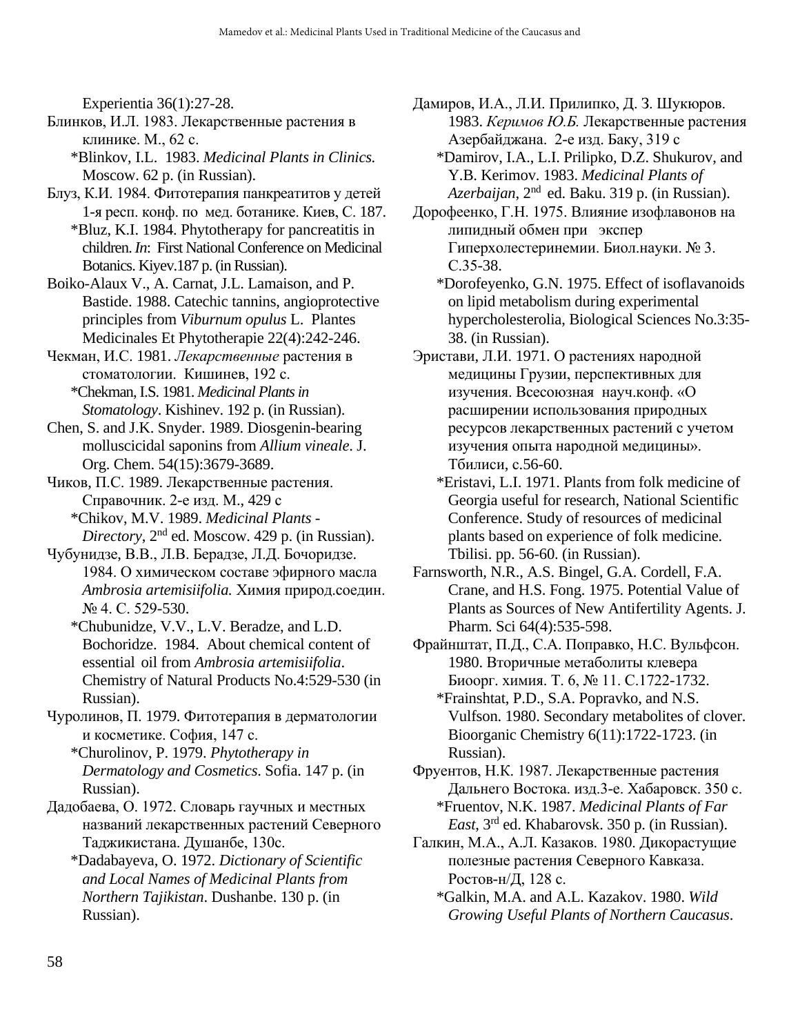Experientia 36(1):27-28.

Блинков, И.Л. 1983. Лекарственные растения в клинике. М., 62 с.

*Blinkov, I.L. 1983. *Medicinal Plants in Clinics.* Moscow. 62 p. (in Russian).

Блуз, К.И. 1984. Фитотерапия панкреатитов у детей 1-я респ. конф. по мед. ботанике. Киев, С. 187.

*Bluz, K.I. 1984. Phytotherapy for pancreatitis in children. *In*: First National Conference on Medicinal Botanics. Kiyev.187 p. (in Russian).

Boiko-Alaux V., A. Carnat, J.L. Lamaison, and P. Bastide. 1988. Catechic tannins, angioprotective principles from *Viburnum opulus* L. Plantes Medicinales Et Phytotherapie 22(4):242-246.

Чекман, И.С. 1981. *Лекарственные* растения в стоматологии. Кишинев, 192 с.

*Chekman, I.S. 1981. *Medicinal Plants in Stomatology*. Kishinev. 192 p. (in Russian).

Chen, S. and J.K. Snyder. 1989. Diosgenin-bearing molluscicidal saponins from *Allium vineale*. J. Org. Chem. 54(15):3679-3689.

Чиков, П.С. 1989. Лекарственные растения. Справочник. 2-е изд. М., 429 с

*Chikov, M.V. 1989. *Medicinal Plants - Directory*, 2nd ed. Moscow. 429 p. (in Russian).

Чубунидзе, В.В., Л.В. Берадзе, Л.Д. Бочоридзе. 1984. О химическом составе эфирного масла *Ambrosia artemisiifolia.* Химия природ.соедин. № 4. С. 529-530.

*Chubunidze, V.V., L.V. Beradze, and L.D. Bochoridze. 1984. About chemical content of essential oil from *Ambrosia artemisiifolia*. Chemistry of Natural Products No.4:529-530 (in Russian).

Чуролинов, П. 1979. Фитотерапия в дерматологии и косметике. София, 147 с.

*Churolinov, P. 1979. *Phytotherapy in Dermatology and Cosmetics*. Sofia. 147 p. (in Russian).

Дадобаева, О. 1972. Словарь гаучных и местных названий лекарственных растений Северного Таджикистана. Душанбе, 130с.

*Dadabayeva, O. 1972. *Dictionary of Scientific and Local Names of Medicinal Plants from Northern Tajikistan*. Dushanbe. 130 p. (in Russian).

Дамиров, И.А., Л.И. Прилипко, Д. З. Шукюров. 1983. *Керимов Ю.Б.* Лекарственные растения Азербайджана. 2-е изд. Баку, 319 с

*Damirov, I.A., L.I. Prilipko, D.Z. Shukurov, and Y.B. Kerimov. 1983. *Medicinal Plants of Azerbaijan*, 2nd ed. Baku. 319 p. (in Russian).

Дорофеенко, Г.Н. 1975. Влияние изофлавонов на липидный обмен при экспер Гиперхолестеринемии. Биол.науки. № 3. С.35-38.

*Dorofeyenko, G.N. 1975. Effect of isoflavanoids on lipid metabolism during experimental hypercholesterolia, Biological Sciences No.3:35-38. (in Russian).

Эристави, Л.И. 1971. О растениях народной медицины Грузии, перспективных для изучения. Всесоюзная науч.конф. «О расширении использования природных ресурсов лекарственных растений с учетом изучения опыта народной медицины». Тбилиси, с.56-60.

*Eristavi, L.I. 1971. Plants from folk medicine of Georgia useful for research, National Scientific Conference. Study of resources of medicinal plants based on experience of folk medicine. Tbilisi. pp. 56-60. (in Russian).

Farnsworth, N.R., A.S. Bingel, G.A. Cordell, F.A. Crane, and H.S. Fong. 1975. Potential Value of Plants as Sources of New Antifertility Agents. J. Pharm. Sci 64(4):535-598.

Фрайнштат, П.Д., С.А. Поправко, Н.С. Вульфсон. 1980. Вторичные метаболиты клевера Биоорг. химия. Т. 6, № 11. С.1722-1732.

*Frainshtat, P.D., S.A. Popravko, and N.S. Vulfson. 1980. Secondary metabolites of clover. Bioorganic Chemistry 6(11):1722-1723. (in Russian).

Фруентов, Н.К. 1987. Лекарственные растения Дальнего Востока. изд.3-е. Хабаровск. 350 с.

*Fruentov, N.K. 1987. *Medicinal Plants of Far East*, 3rd ed. Khabarovsk. 350 p. (in Russian).

Галкин, М.А., А.Л. Казаков. 1980. Дикорастущие полезные растения Северного Кавказа. Ростов-н/Д, 128 с.

*Galkin, M.A. and A.L. Kazakov. 1980. *Wild Growing Useful Plants of Northern Caucasus*.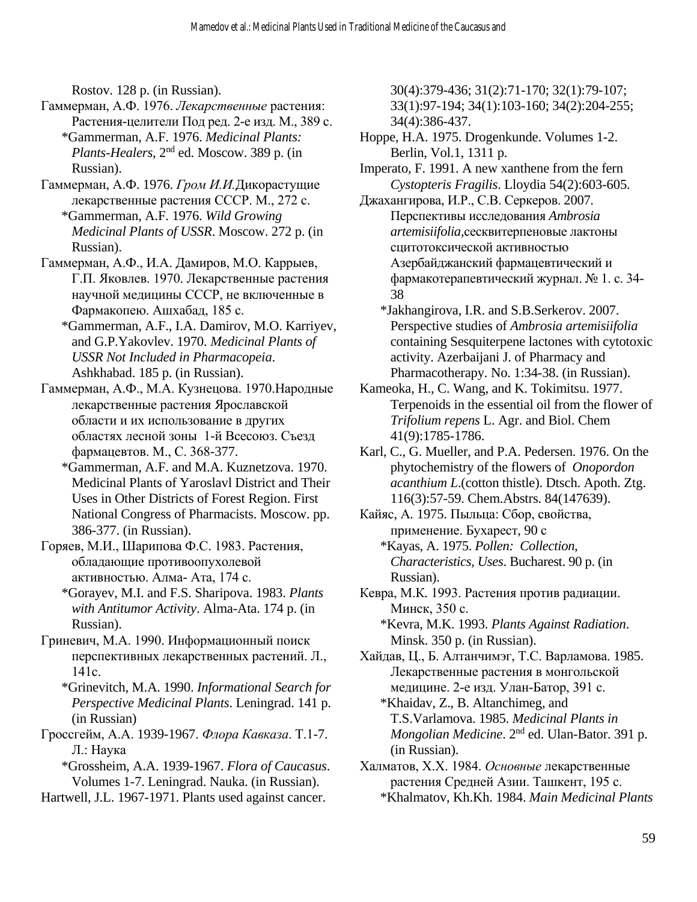Rostov. 128 p. (in Russian).

Гаммерман, А.Ф. 1976. *Лекарственные* растения: Растения-целители Под ред. 2-е изд. М., 389 с.

*Gammerman, A.F. 1976. *Medicinal Plants: Plants-Healers*, 2nd ed. Moscow. 389 p. (in Russian).

Гаммерман, А.Ф. 1976. *Гром И.И.*Дикорастущие лекарственные растения СССР. М., 272 с.

*Gammerman, A.F. 1976. *Wild Growing Medicinal Plants of USSR*. Moscow. 272 p. (in Russian).

Гаммерман, А.Ф., И.А. Дамиров, М.О. Каррыев, Г.П. Яковлев. 1970. Лекарственные растения научной медицины СССР, не включенные в Фармакопею. Ашхабад, 185 с.

*Gammerman, A.F., I.A. Damirov, M.O. Karriyev, and G.P.Yakovlev. 1970. *Medicinal Plants of USSR Not Included in Pharmacopeia*. Ashkhabad. 185 p. (in Russian).

Гаммерман, А.Ф., М.А. Кузнецова. 1970.Народные лекарственные растения Ярославской области и их использование в других областях лесной зоны 1-й Всесоюз. Съезд фармацевтов. М., С. 368-377.

*Gammerman, A.F. and M.A. Kuznetzova. 1970. Medicinal Plants of Yaroslavl District and Their Uses in Other Districts of Forest Region. First National Congress of Pharmacists. Moscow. pp. 386-377. (in Russian).

Горяев, М.И., Шарипова Ф.С. 1983. Растения, обладающие противоопухолевой активностью. Алма- Ата, 174 с.

*Gorayev, M.I. and F.S. Sharipova. 1983. *Plants with Antitumor Activity*. Alma-Ata. 174 p. (in Russian).

Гриневич, М.А. 1990. Информационный поиск перспективных лекарственных растений. Л., 141с.

*Grinevitch, M.A. 1990. *Informational Search for Perspective Medicinal Plants*. Leningrad. 141 p. (in Russian)

Гроссгейм, А.А. 1939-1967. *Флора Кавказа*. Т.1-7. Л.: Наука

*Grossheim, A.A. 1939-1967. *Flora of Caucasus*. Volumes 1-7. Leningrad. Nauka. (in Russian).

Hartwell, J.L. 1967-1971. Plants used against cancer. 30(4):379-436; 31(2):71-170; 32(1):79-107; 33(1):97-194; 34(1):103-160; 34(2):204-255; 34(4):386-437.

Hoppe, H.A. 1975. Drogenkunde. Volumes 1-2. Berlin, Vol.1, 1311 p.

Imperato, F. 1991. A new xanthene from the fern *Cystopteris Fragilis*. Lloydia 54(2):603-605.

Джахангирова, И.Р., С.В. Серкеров. 2007. Перспективы исследования *Ambrosia artemisiifolia*,сесквитерпеновые лактоны сцитотоксической активностью Азербайджанский фармацевтический и фармакотерапевтический журнал. № 1. с. 34-38

*Jakhangirova, I.R. and S.B.Serkerov. 2007. Perspective studies of *Ambrosia artemisiifolia* containing Sesquiterpene lactones with cytotoxic activity. Azerbaijani J. of Pharmacy and Pharmacotherapy. No. 1:34-38. (in Russian).

Kameoka, H., C. Wang, and K. Tokimitsu. 1977. Terpenoids in the essential oil from the flower of *Trifolium repens* L. Agr. and Biol. Chem 41(9):1785-1786.

Karl, C., G. Mueller, and P.A. Pedersen. 1976. On the phytochemistry of the flowers of *Onopordon acanthium L*.(cotton thistle). Dtsch. Apoth. Ztg. 116(3):57-59. Chem.Abstrs. 84(147639).

Кайяс, А. 1975. Пыльца: Сбор, свойства, применение. Бухарест, 90 с

*Kayas, A. 1975. *Pollen: Collection, Characteristics, Uses*. Bucharest. 90 p. (in Russian).

Кевра, М.К. 1993. Растения против радиации. Минск, 350 с.

*Kevra, M.K. 1993. *Plants Against Radiation*. Minsk. 350 p. (in Russian).

Хайдав, Ц., Б. Алтанчимэг, Т.С. Варламова. 1985. Лекарственные растения в монгольской медицине. 2-е изд. Улан-Батор, 391 с.

*Khaidav, Z., B. Altanchimeg, and T.S.Varlamova. 1985. *Medicinal Plants in Mongolian Medicine*. 2nd ed. Ulan-Bator. 391 p. (in Russian).

Халматов, Х.Х. 1984. *Основные* лекарственные растения Средней Азии. Ташкент, 195 с.

*Khalmatov, Kh.Kh. 1984. *Main Medicinal Plants*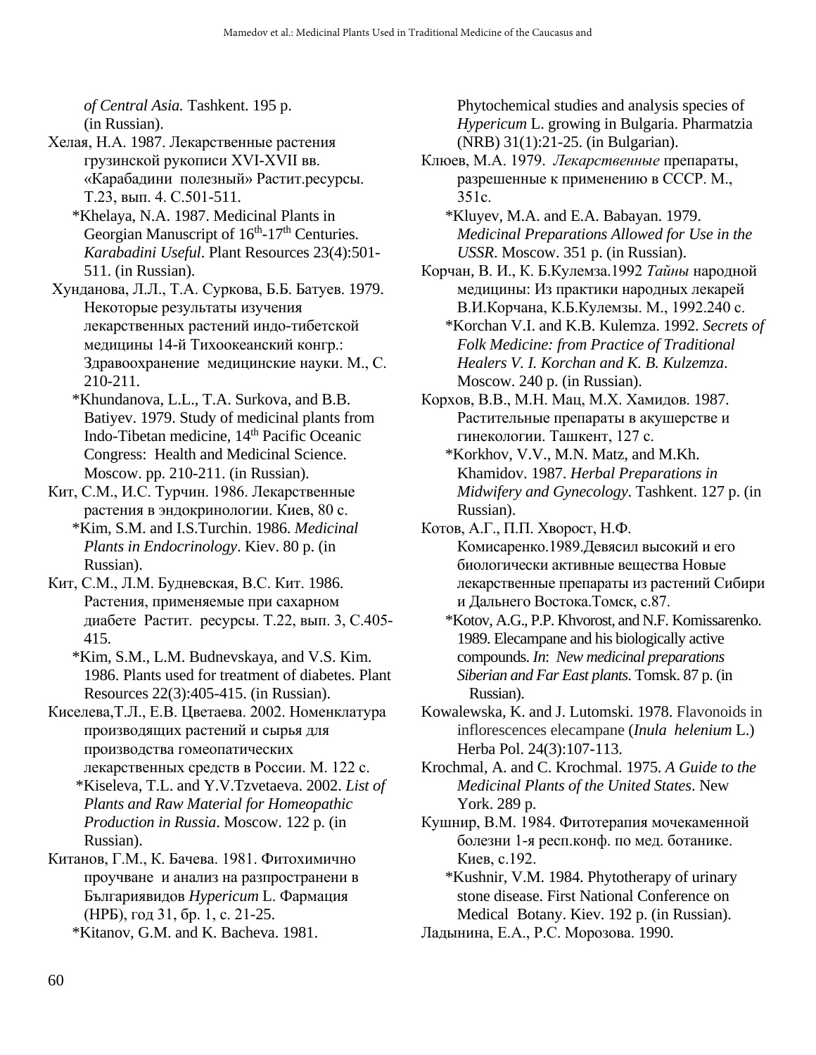*of Central Asia.* Tashkent. 195 p. (in Russian).

Хелая, Н.А. 1987. Лекарственные растения грузинской рукописи XVI-XVII вв. «Карабадини полезный» Растит.ресурсы. Т.23, вып. 4. С.501-511.

*Khelaya, N.A. 1987. Medicinal Plants in Georgian Manuscript of 16th-17th Centuries. *Karabadini Useful*. Plant Resources 23(4):501-511. (in Russian).

Хунданова, Л.Л., Т.А. Суркова, Б.Б. Батуев. 1979. Некоторые результаты изучения лекарственных растений индо-тибетской медицины 14-й Тихоокеанский конгр.: Здравоохранение медицинские науки. М., С. 210-211.

*Khundanova, L.L., T.A. Surkova, and B.B. Batiyev. 1979. Study of medicinal plants from Indo-Tibetan medicine, 14th Pacific Oceanic Congress: Health and Medicinal Science. Moscow. pp. 210-211. (in Russian).

Кит, С.М., И.С. Турчин. 1986. Лекарственные растения в эндокринологии. Киев, 80 с.

*Kim, S.M. and I.S.Turchin. 1986. *Medicinal Plants in Endocrinology*. Kiev. 80 p. (in Russian).

Кит, С.М., Л.М. Будневская, В.С. Кит. 1986. Растения, применяемые при сахарном диабете Растит. ресурсы. Т.22, вып. 3, С.405-415.

*Kim, S.M., L.M. Budnevskaya, and V.S. Kim. 1986. Plants used for treatment of diabetes. Plant Resources 22(3):405-415. (in Russian).

Киселева,Т.Л., Е.В. Цветаева. 2002. Номенклатура производящих растений и сырья для производства гомеопатических лекарственных средств в России. М. 122 с.

*Kiseleva, T.L. and Y.V.Tzvetaeva. 2002. *List of Plants and Raw Material for Homeopathic Production in Russia*. Moscow. 122 p. (in Russian).

Китанов, Г.М., К. Бачева. 1981. Фитохимично проучване и анализ на разпространени в Българиявидов *Hypericum* L. Фармация (НРБ), год 31, бр. 1, с. 21-25.

*Kitanov, G.M. and K. Bacheva. 1981. Phytochemical studies and analysis species of *Hypericum* L. growing in Bulgaria. Pharmatzia (NRB) 31(1):21-25. (in Bulgarian).

Клюев, М.А. 1979. *Лекарственные* препараты, разрешенные к применению в СССР. М., 351с.

*Kluyev, M.A. and E.A. Babayan. 1979. *Medicinal Preparations Allowed for Use in the USSR*. Moscow. 351 p. (in Russian).

Корчан, В. И., К. Б.Кулемза.1992 *Тайны* народной медицины: Из практики народных лекарей В.И.Корчана, К.Б.Кулемзы. М., 1992.240 с.

*Korchan V.I. and K.B. Kulemza. 1992. *Secrets of Folk Medicine: from Practice of Traditional Healers V. I. Korchan and K. B. Kulzemza*. Moscow. 240 p. (in Russian).

Корхов, В.В., М.Н. Мац, М.Х. Хамидов. 1987. Растительные препараты в акушерстве и гинекологии. Ташкент, 127 с.

*Korkhov, V.V., M.N. Matz, and M.Kh. Khamidov. 1987. *Herbal Preparations in Midwifery and Gynecology*. Tashkent. 127 p. (in Russian).

Котов, А.Г., П.П. Хворост, Н.Ф. Комисаренко.1989.Девясил высокий и его биологически активные вещества Новые лекарственные препараты из растений Сибири и Дальнего Востока.Томск, с.87.

*Kotov, A.G., P.P. Khvorost, and N.F. Komissarenko. 1989. Elecampane and his biologically active compounds. *In*: *New medicinal preparations Siberian and Far East plants*. Tomsk. 87 p. (in Russian).

Kowalewska, K. and J. Lutomski. 1978. Flavonoids in inflorescences elecampane (*Inula helenium* L.) Herba Pol. 24(3):107-113.

Krochmal, A. and C. Krochmal. 1975. *A Guide to the Medicinal Plants of the United States*. New York. 289 p.

Кушнир, В.М. 1984. Фитотерапия мочекаменной болезни 1-я респ.конф. по мед. ботанике. Киев, с.192.

*Kushnir, V.M. 1984. Phytotherapy of urinary stone disease. First National Conference on Medical Botany. Kiev. 192 p. (in Russian).

Ладынина, Е.А., Р.С. Морозова. 1990.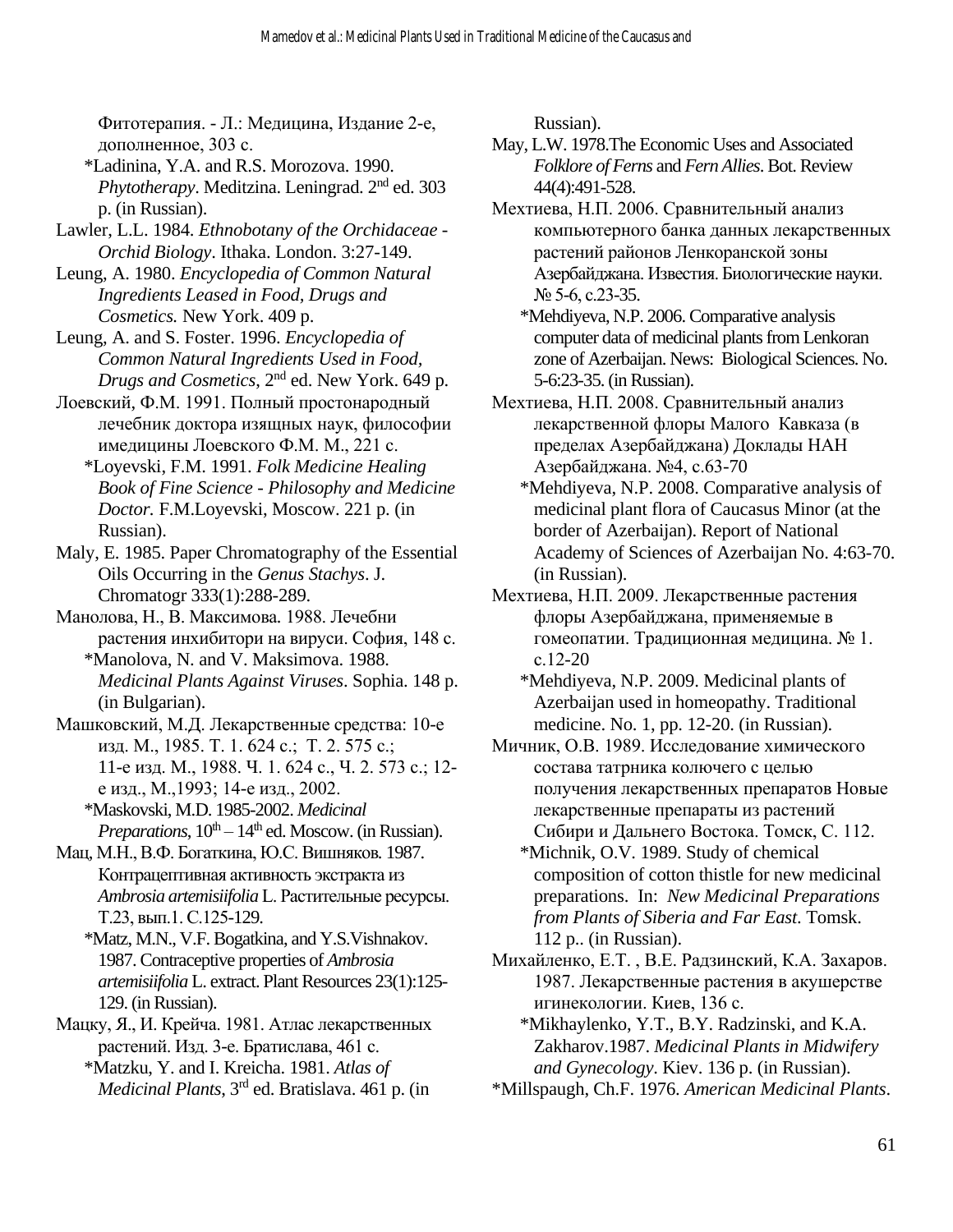Фитотерапия. - Л.: Медицина, Издание 2-е, дополненное, 303 с.

*Ladinina, Y.A. and R.S. Morozova. 1990. *Phytotherapy*. Meditzina. Leningrad. 2nd ed. 303 p. (in Russian).

Lawler, L.L. 1984. *Ethnobotany of the Orchidaceae - Orchid Biology*. Ithaka. London. 3:27-149.

Leung, A. 1980. *Encyclopedia of Common Natural Ingredients Leased in Food, Drugs and Cosmetics.* New York. 409 p.

Leung, A. and S. Foster. 1996. *Encyclopedia of Common Natural Ingredients Used in Food, Drugs and Cosmetics*, 2nd ed. New York. 649 p.

Лоевский, Ф.М. 1991. Полный простонародный лечебник доктора изящных наук, философии имедицины Лоевского Ф.М. М., 221 с.

*Loyevski, F.M. 1991. *Folk Medicine Healing Book of Fine Science - Philosophy and Medicine Doctor.* F.M.Loyevski, Moscow. 221 p. (in Russian).

Maly, E. 1985. Paper Chromatography of the Essential Oils Occurring in the *Genus Stachys*. J. Chromatogr 333(1):288-289.

Манолова, Н., В. Максимова. 1988. Лечебни растения инхибитори на вируси. София, 148 с.

*Manolova, N. and V. Maksimova. 1988. *Medicinal Plants Against Viruses*. Sophia. 148 p. (in Bulgarian).

Машковский, М.Д. Лекарственные средства: 10-е изд. М., 1985. Т. 1. 624 с.; Т. 2. 575 с.; 11-е изд. М., 1988. Ч. 1. 624 с., Ч. 2. 573 с.; 12-е изд., М.,1993; 14-е изд., 2002.

*Maskovski, M.D. 1985-2002. *Medicinal Preparations*, 10th – 14th ed. Moscow. (in Russian).

Мац, М.Н., В.Ф. Богаткина, Ю.С. Вишняков. 1987. Контрацептивная активность экстракта из *Ambrosia artemisiifolia* L. Растительные ресурсы. Т.23, вып.1. С.125-129.

*Matz, M.N., V.F. Bogatkina, and Y.S.Vishnakov. 1987. Contraceptive properties of *Ambrosia artemisiifolia* L. extract. Plant Resources 23(1):125-129. (in Russian).

Мацку, Я., И. Крейча. 1981. Атлас лекарственных растений. Изд. 3-е. Братислава, 461 с.

*Matzku, Y. and I. Kreicha. 1981. *Atlas of Medicinal Plants*, 3rd ed. Bratislava. 461 p. (in Russian).

May, L.W. 1978.The Economic Uses and Associated *Folklore of Ferns* and *Fern Allies*. Bot. Review 44(4):491-528.

Мехтиева, Н.П. 2006. Сравнительный анализ компьютерного банка данных лекарственных растений районов Ленкоранской зоны Азербайджана. Известия. Биологические науки. № 5-6, с.23-35.

*Mehdiyeva, N.P. 2006. Comparative analysis computer data of medicinal plants from Lenkoran zone of Azerbaijan. News: Biological Sciences. No. 5-6:23-35. (in Russian).

Мехтиева, Н.П. 2008. Сравнительный анализ лекарственной флоры Малого Кавказа (в пределах Азербайджана) Доклады НАН Азербайджана. №4, с.63-70

*Mehdiyeva, N.P. 2008. Comparative analysis of medicinal plant flora of Caucasus Minor (at the border of Azerbaijan). Report of National Academy of Sciences of Azerbaijan No. 4:63-70. (in Russian).

Мехтиева, Н.П. 2009. Лекарственные растения флоры Азербайджана, применяемые в гомеопатии. Традиционная медицина. № 1. с.12-20

*Mehdiyeva, N.P. 2009. Medicinal plants of Azerbaijan used in homeopathy. Traditional medicine. No. 1, pp. 12-20. (in Russian).

Мичник, О.В. 1989. Исследование химического состава татрника колючего с целью получения лекарственных препаратов Новые лекарственные препараты из растений Сибири и Дальнего Востока. Томск, С. 112.

*Michnik, O.V. 1989. Study of chemical composition of cotton thistle for new medicinal preparations. In: *New Medicinal Preparations from Plants of Siberia and Far East*. Tomsk. 112 p.. (in Russian).

Михайленко, Е.Т. , В.Е. Радзинский, К.А. Захаров. 1987. Лекарственные растения в акушерстве игинекологии. Киев, 136 с.

*Mikhaylenko, Y.T., B.Y. Radzinski, and K.A. Zakharov.1987. *Medicinal Plants in Midwifery and Gynecology*. Kiev. 136 p. (in Russian).

*Millspaugh, Ch.F. 1976. *American Medicinal Plants*.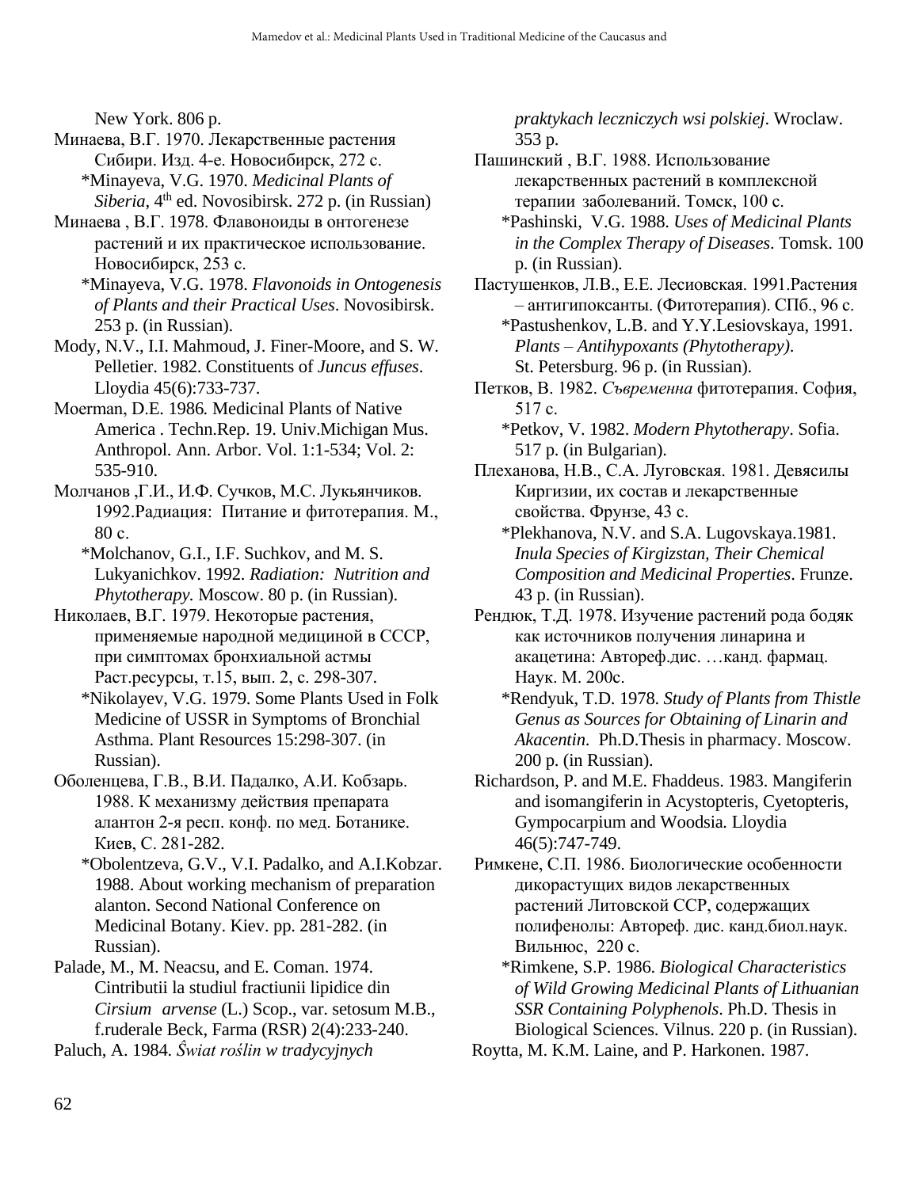New York. 806 p.

Минаева, В.Г. 1970. Лекарственные растения Сибири. Изд. 4-е. Новосибирск, 272 с.

*Minayeva, V.G. 1970. *Medicinal Plants of Siberia*, 4th ed. Novosibirsk. 272 p. (in Russian)

Минаева , В.Г. 1978. Флавоноиды в онтогенезе растений и их практическое использование. Новосибирск, 253 с.

*Minayeva, V.G. 1978. *Flavonoids in Ontogenesis of Plants and their Practical Uses*. Novosibirsk. 253 p. (in Russian).

Mody, N.V., I.I. Mahmoud, J. Finer-Moore, and S. W. Pelletier. 1982. Constituents of *Juncus effuses*. Lloydia 45(6):733-737.

Moerman, D.E. 1986. Medicinal Plants of Native America . Techn.Rep. 19. Univ.Michigan Mus. Anthropol. Ann. Arbor. Vol. 1:1-534; Vol. 2: 535-910.

Молчанов ,Г.И., И.Ф. Сучков, М.С. Лукьянчиков. 1992.Радиация: Питание и фитотерапия. М., 80 с.

*Molchanov, G.I., I.F. Suchkov, and M. S. Lukyanichkov. 1992. *Radiation: Nutrition and Phytotherapy.* Moscow. 80 p. (in Russian).

Николаев, В.Г. 1979. Некоторые растения, применяемые народной медициной в СССР, при симптомах бронхиальной астмы Раст.ресурсы, т.15, вып. 2, с. 298-307.

*Nikolayev, V.G. 1979. Some Plants Used in Folk Medicine of USSR in Symptoms of Bronchial Asthma. Plant Resources 15:298-307. (in Russian).

Оболенцева, Г.В., В.И. Падалко, А.И. Кобзарь. 1988. К механизму действия препарата алантон 2-я респ. конф. по мед. Ботанике. Киев, С. 281-282.

*Obolentzeva, G.V., V.I. Padalko, and A.I.Kobzar. 1988. About working mechanism of preparation alanton. Second National Conference on Medicinal Botany. Kiev. pp. 281-282. (in Russian).

Palade, M., M. Neacsu, and E. Coman. 1974. Cintributii la studiul fractiunii lipidice din *Cirsium arvense* (L.) Scop., var. setosum M.B., f.ruderale Beck, Farma (RSR) 2(4):233-240.

Paluch, A. 1984. *Ŝwiat roślin w tradycyjnych praktykach leczniczych wsi polskiej*. Wroclaw. 353 p.

Пашинский , В.Г. 1988. Использование лекарственных растений в комплексной терапии заболеваний. Томск, 100 с.

*Pashinski, V.G. 1988. *Uses of Medicinal Plants in the Complex Therapy of Diseases*. Tomsk. 100 p. (in Russian).

Пастушенков, Л.В., Е.Е. Лесиовская. 1991.Растения – антигипоксанты. (Фитотерапия). СПб., 96 с.

*Pastushenkov, L.B. and Y.Y.Lesiovskaya, 1991. *Plants – Antihypoxants (Phytotherapy)*. St. Petersburg. 96 p. (in Russian).

Петков, В. 1982. *Съвременна* фитотерапия. София, 517 с.

*Petkov, V. 1982. *Modern Phytotherapy*. Sofia. 517 p. (in Bulgarian).

Плеханова, Н.В., С.А. Луговская. 1981. Девясилы Киргизии, их состав и лекарственные свойства. Фрунзе, 43 с.

*Plekhanova, N.V. and S.A. Lugovskaya.1981. *Inula Species of Kirgizstan, Their Chemical Composition and Medicinal Properties*. Frunze. 43 p. (in Russian).

Рендюк, Т.Д. 1978. Изучение растений рода бодяк как источников получения линарина и акацетина: Автореф.дис. …канд. фармац. Наук. М. 200с.

*Rendyuk, T.D. 1978. *Study of Plants from Thistle Genus as Sources for Obtaining of Linarin and Akacentin.* Ph.D.Thesis in pharmacy. Moscow. 200 p. (in Russian).

Richardson, P. and M.E. Fhaddeus. 1983. Mangiferin and isomangiferin in Acystopteris, Cyetopteris, Gympocarpium and Woodsia. Lloydia 46(5):747-749.

Римкене, С.П. 1986. Биологические особенности дикорастущих видов лекарственных растений Литовской ССР, содержащих полифенолы: Автореф. дис. канд.биол.наук. Вильнюс, 220 с.

*Rimkene, S.P. 1986. *Biological Characteristics of Wild Growing Medicinal Plants of Lithuanian SSR Containing Polyphenols*. Ph.D. Thesis in Biological Sciences. Vilnus. 220 p. (in Russian).

Roytta, M. K.M. Laine, and P. Harkonen. 1987.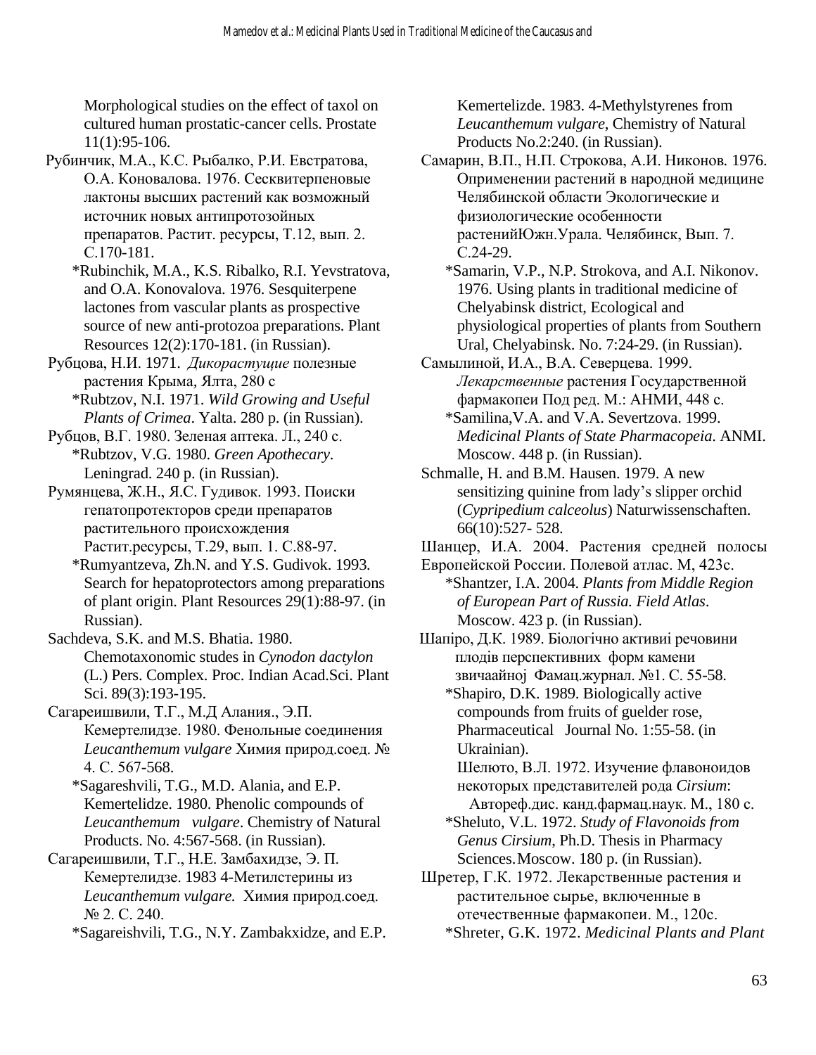Morphological studies on the effect of taxol on cultured human prostatic-cancer cells. Prostate 11(1):95-106.

Рубинчик, М.А., К.С. Рыбалко, Р.И. Евстратова, О.А. Коновалова. 1976. Сесквитерпеновые лактоны высших растений как возможный источник новых антипротозойных препаратов. Растит. ресурсы, Т.12, вып. 2. С.170-181.

*Rubinchik, M.A., K.S. Ribalko, R.I. Yevstratova, and O.A. Konovalova. 1976. Sesquiterpene lactones from vascular plants as prospective source of new anti-protozoa preparations. Plant Resources 12(2):170-181. (in Russian).

Рубцова, Н.И. 1971. *Дикорастущие* полезные растения Крыма, Ялта, 280 с

*Rubtzov, N.I. 1971. *Wild Growing and Useful Plants of Crimea*. Yalta. 280 p. (in Russian).

Рубцов, В.Г. 1980. Зеленая аптека. Л., 240 с.

*Rubtzov, V.G. 1980. *Green Apothecary*. Leningrad. 240 p. (in Russian).

Румянцева, Ж.Н., Я.С. Гудивок. 1993. Поиски гепатопротекторов среди препаратов растительного происхождения Растит.ресурсы, Т.29, вып. 1. С.88-97.

*Rumyantzeva, Zh.N. and Y.S. Gudivok. 1993. Search for hepatoprotectors among preparations of plant origin. Plant Resources 29(1):88-97. (in Russian).

Sachdeva, S.K. and M.S. Bhatia. 1980. Chemotaxonomic studes in *Cynodon dactylon* (L.) Pers. Complex. Proc. Indian Acad.Sci. Plant Sci. 89(3):193-195.

Сагареишвили, Т.Г., М.Д Алания., Э.П. Кемертелидзе. 1980. Фенольные соединения *Leucanthemum vulgare* Химия природ.соед. № 4. С. 567-568.

*Sagareshvili, T.G., M.D. Alania, and E.P. Kemertelidze. 1980. Phenolic compounds of *Leucanthemum vulgare*. Chemistry of Natural Products. No. 4:567-568. (in Russian).

Сагареишвили, Т.Г., Н.Е. Замбахидзе, Э. П. Кемертелидзе. 1983 4-Метилстерины из *Leucanthemum vulgare.* Химия природ.соед. № 2. С. 240.

*Sagareishvili, T.G., N.Y. Zambakxidze, and E.P. Kemertelizde. 1983. 4-Methylstyrenes from *Leucanthemum vulgare*, Chemistry of Natural Products No.2:240. (in Russian).

Самарин, В.П., Н.П. Строкова, А.И. Никонов. 1976. Оприменении растений в народной медицине Челябинской области Экологические и физиологические особенности растенийЮжн.Урала. Челябинск, Вып. 7. С.24-29.

*Samarin, V.P., N.P. Strokova, and A.I. Nikonov. 1976. Using plants in traditional medicine of Chelyabinsk district, Ecological and physiological properties of plants from Southern Ural, Chelyabinsk. No. 7:24-29. (in Russian).

Самылиной, И.А., В.А. Северцева. 1999. *Лекарственные* растения Государственной фармакопеи Под ред. М.: АНМИ, 448 с.

*Samilina,V.A. and V.A. Severtzova. 1999. *Medicinal Plants of State Pharmacopeia*. ANMI. Moscow. 448 p. (in Russian).

Schmalle, H. and B.M. Hausen. 1979. A new sensitizing quinine from lady's slipper orchid (*Cypripedium calceolus*) Naturwissenschaften. 66(10):527- 528.

Шанцер, И.А. 2004. Растения средней полосы Европейской России. Полевой атлас. М, 423с.

*Shantzer, I.A. 2004. *Plants from Middle Region of European Part of Russia. Field Atlas*. Moscow. 423 p. (in Russian).

Шапіро, Д.К. 1989. Біологічно активиі речовини плодів перспективних форм камени звичаайноj Фамац.журнал. №1. С. 55-58.

*Shapiro, D.K. 1989. Biologically active compounds from fruits of guelder rose, Pharmaceutical Journal No. 1:55-58. (in Ukrainian).

Шелюто, В.Л. 1972. Изучение флавоноидов некоторых представителей рода *Cirsium*: Автореф.дис. канд.фармац.наук. М., 180 с.

*Sheluto, V.L. 1972. *Study of Flavonoids from Genus Cirsium*, Ph.D. Thesis in Pharmacy Sciences.Moscow. 180 p. (in Russian).

Шретер, Г.К. 1972. Лекарственные растения и растительное сырье, включенные в отечественные фармакопеи. М., 120с.

*Shreter, G.K. 1972. *Medicinal Plants and Plant*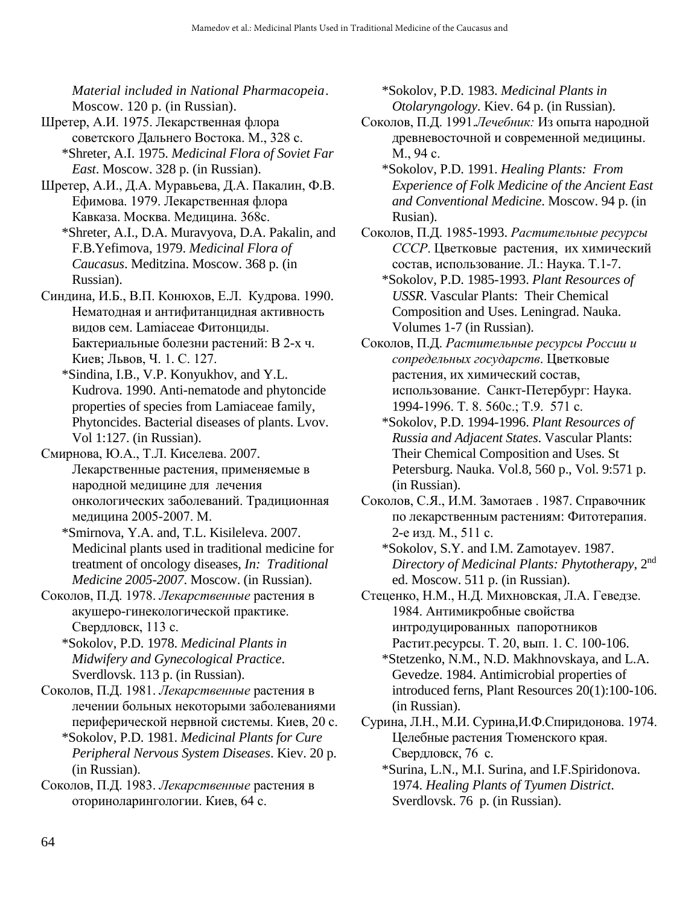*Material included in National Pharmacopeia*. Moscow. 120 p. (in Russian).

Шретер, А.И. 1975. Лекарственная флора советского Дальнего Востока. М., 328 с.

*Shreter, A.I. 1975. *Medicinal Flora of Soviet Far East*. Moscow. 328 p. (in Russian).

Шретер, А.И., Д.А. Муравьева, Д.А. Пакалин, Ф.В. Ефимова. 1979. Лекарственная флора Кавказа. Москва. Медицина. 368с.

*Shreter, A.I., D.A. Muravyova, D.A. Pakalin, and F.B.Yefimova, 1979. *Medicinal Flora of Caucasus*. Meditzina. Moscow. 368 p. (in Russian).

Синдина, И.Б., В.П. Конюхов, Е.Л. Кудрова. 1990. Нематодная и антифитанцидная активность видов сем. Lamiaceae Фитонциды. Бактериальные болезни растений: В 2-х ч. Киев; Львов, Ч. 1. С. 127.

*Sindina, I.B., V.P. Konyukhov, and Y.L. Kudrova. 1990. Anti-nematode and phytoncide properties of species from Lamiaceae family, Phytoncides. Bacterial diseases of plants. Lvov. Vol 1:127. (in Russian).

Смирнова, Ю.А., Т.Л. Киселева. 2007. Лекарственные растения, применяемые в народной медицине для лечения онкологических заболеваний. Традиционная медицина 2005-2007. М.

*Smirnova, Y.A. and, T.L. Kisileleva. 2007. Medicinal plants used in traditional medicine for treatment of oncology diseases, *In: Traditional Medicine 2005-2007*. Moscow. (in Russian).

Соколов, П.Д. 1978. *Лекарственные* растения в акушеро-гинекологической практике. Свердловск, 113 с.

*Sokolov, P.D. 1978. *Medicinal Plants in Midwifery and Gynecological Practice*. Sverdlovsk. 113 p. (in Russian).

Соколов, П.Д. 1981. *Лекарственные* растения в лечении больных некоторыми заболеваниями периферической нервной системы. Киев, 20 с.

*Sokolov, P.D. 1981. *Medicinal Plants for Cure Peripheral Nervous System Diseases*. Kiev. 20 p. (in Russian).

Соколов, П.Д. 1983. *Лекарственные* растения в оториноларингологии. Киев, 64 с.

*Sokolov, P.D. 1983. *Medicinal Plants in Otolaryngology*. Kiev. 64 p. (in Russian).

Соколов, П.Д. 1991.*Лечебник:* Из опыта народной древневосточной и современной медицины. М., 94 с.

*Sokolov, P.D. 1991. *Healing Plants: From Experience of Folk Medicine of the Ancient East and Conventional Medicine*. Moscow. 94 p. (in Rusian).

Соколов, П.Д. 1985-1993. *Растительные ресурсы СССР*. Цветковые растения, их химический состав, использование. Л.: Наука. Т.1-7.

*Sokolov, P.D. 1985-1993. *Plant Resources of USSR*. Vascular Plants: Their Chemical Composition and Uses. Leningrad. Nauka. Volumes 1-7 (in Russian).

Соколов, П.Д. *Растительные ресурсы России и сопредельных государств*. Цветковые растения, их химический состав, использование. Санкт-Петербург: Наука. 1994-1996. Т. 8. 560с.; Т.9. 571 с.

*Sokolov, P.D. 1994-1996. *Plant Resources of Russia and Adjacent States*. Vascular Plants: Their Chemical Composition and Uses. St Petersburg. Nauka. Vol.8, 560 p., Vol. 9:571 p. (in Russian).

Соколов, С.Я., И.М. Замотаев . 1987. Справочник по лекарственным растениям: Фитотерапия. 2-е изд. М., 511 с.

*Sokolov, S.Y. and I.M. Zamotayev. 1987. *Directory of Medicinal Plants: Phytotherapy*, 2nd ed. Moscow. 511 p. (in Russian).

Стеценко, Н.М., Н.Д. Михновская, Л.А. Геведзе. 1984. Антимикробные свойства интродуцированных папоротников Растит.ресурсы. Т. 20, вып. 1. С. 100-106.

*Stetzenko, N.M., N.D. Makhnovskaya, and L.A. Gevedze. 1984. Antimicrobial properties of introduced ferns, Plant Resources 20(1):100-106. (in Russian).

Сурина, Л.Н., М.И. Сурина,И.Ф.Спиридонова. 1974. Целебные растения Тюменского края. Свердловск, 76 с.

*Surina, L.N., M.I. Surina, and I.F.Spiridonova. 1974. *Healing Plants of Tyumen District*. Sverdlovsk. 76 p. (in Russian).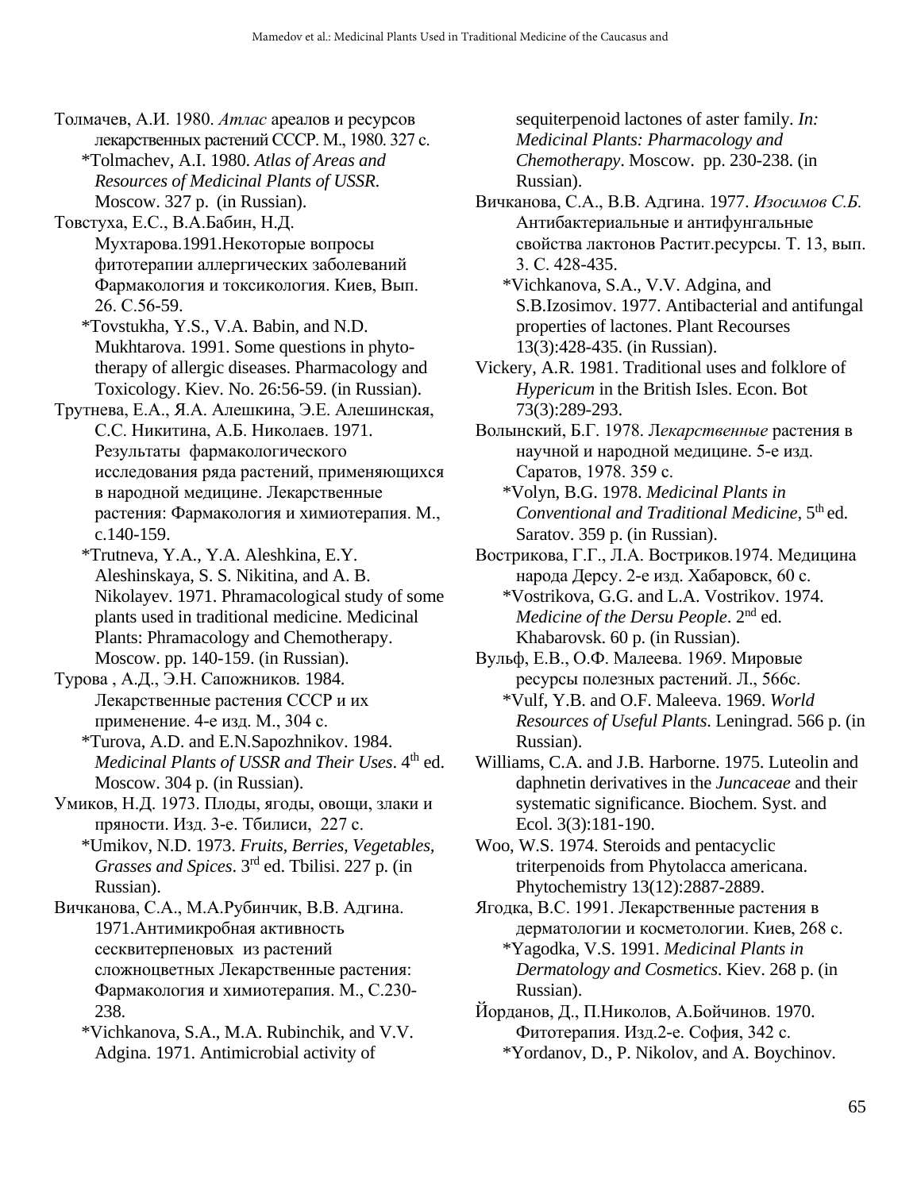Толмачев, А.И. 1980. *Атлас* ареалов и ресурсов лекарственных растений СССР. М., 1980. 327 с.

*Tolmachev, A.I. 1980. *Atlas of Areas and Resources of Medicinal Plants of USSR*. Moscow. 327 p. (in Russian).

Товстуха, Е.С., В.А.Бабин, Н.Д. Мухтарова.1991.Некоторые вопросы фитотерапии аллергических заболеваний Фармакология и токсикология. Киев, Вып. 26. С.56-59.

*Tovstukha, Y.S., V.A. Babin, and N.D. Mukhtarova. 1991. Some questions in phyto-therapy of allergic diseases. Pharmacology and Toxicology. Kiev. No. 26:56-59. (in Russian).

Трутнева, Е.А., Я.А. Алешкина, Э.Е. Алешинская, С.С. Никитина, А.Б. Николаев. 1971. Результаты фармакологического исследования ряда растений, применяющихся в народной медицине. Лекарственные растения: Фармакология и химиотерапия. М., с.140-159.

*Trutneva, Y.A., Y.A. Aleshkina, E.Y. Aleshinskaya, S. S. Nikitina, and A. B. Nikolayev. 1971. Phramacological study of some plants used in traditional medicine. Medicinal Plants: Phramacology and Chemotherapy. Moscow. pp. 140-159. (in Russian).

Турова , А.Д., Э.Н. Сапожников. 1984. Лекарственные растения СССР и их применение. 4-е изд. М., 304 с.

*Turova, A.D. and E.N.Sapozhnikov. 1984. *Medicinal Plants of USSR and Their Uses*. 4th ed. Moscow. 304 p. (in Russian).

Умиков, Н.Д. 1973. Плоды, ягоды, овощи, злаки и пряности. Изд. 3-е. Тбилиси, 227 с.

*Umikov, N.D. 1973. *Fruits, Berries, Vegetables, Grasses and Spices*. 3rd ed. Tbilisi. 227 p. (in Russian).

Вичканова, С.А., М.А.Рубинчик, В.В. Адгина. 1971.Антимикробная активность сесквитерпеновых из растений сложноцветных Лекарственные растения: Фармакология и химиотерапия. М., С.230-238.

*Vichkanova, S.A., M.A. Rubinchik, and V.V. Adgina. 1971. Antimicrobial activity of sequiterpenoid lactones of aster family. *In: Medicinal Plants: Pharmacology and Chemotherapy*. Moscow. pp. 230-238. (in Russian).

Вичканова, С.А., В.В. Адгина. 1977. *Изосимов С.Б.* Антибактериальные и антифунгальные свойства лактонов Растит.ресурсы. Т. 13, вып. 3. С. 428-435.

*Vichkanova, S.A., V.V. Adgina, and S.B.Izosimov. 1977. Antibacterial and antifungal properties of lactones. Plant Recourses 13(3):428-435. (in Russian).

Vickery, A.R. 1981. Traditional uses and folklore of *Hypericum* in the British Isles. Econ. Bot 73(3):289-293.

Волынский, Б.Г. 1978. Л*екарственные* растения в научной и народной медицине. 5-е изд. Саратов, 1978. 359 с.

*Volyn, B.G. 1978. *Medicinal Plants in Conventional and Traditional Medicine*, 5th ed. Saratov. 359 p. (in Russian).

Вострикова, Г.Г., Л.А. Востриков.1974. Медицина народа Дерсу. 2-е изд. Хабаровск, 60 с.

*Vostrikova, G.G. and L.A. Vostrikov. 1974. *Medicine of the Dersu People*. 2nd ed. Khabarovsk. 60 p. (in Russian).

Вульф, Е.В., О.Ф. Малеева. 1969. Мировые ресурсы полезных растений. Л., 566с.

*Vulf, Y.B. and O.F. Maleeva. 1969. *World Resources of Useful Plants*. Leningrad. 566 p. (in Russian).

Williams, C.A. and J.B. Harborne. 1975. Luteolin and daphnetin derivatives in the *Juncaceae* and their systematic significance. Biochem. Syst. and Ecol. 3(3):181-190.

Woo, W.S. 1974. Steroids and pentacyclic triterpenoids from Phytolacca americana. Phytochemistry 13(12):2887-2889.

Ягодка, В.С. 1991. Лекарственные растения в дерматологии и косметологии. Киев, 268 с.

*Yagodka, V.S. 1991. *Medicinal Plants in Dermatology and Cosmetics*. Kiev. 268 p. (in Russian).

Йорданов, Д., П.Николов, А.Бойчинов. 1970. Фитотерапия. Изд.2-е. София, 342 с.

*Yordanov, D., P. Nikolov, and A. Boychinov.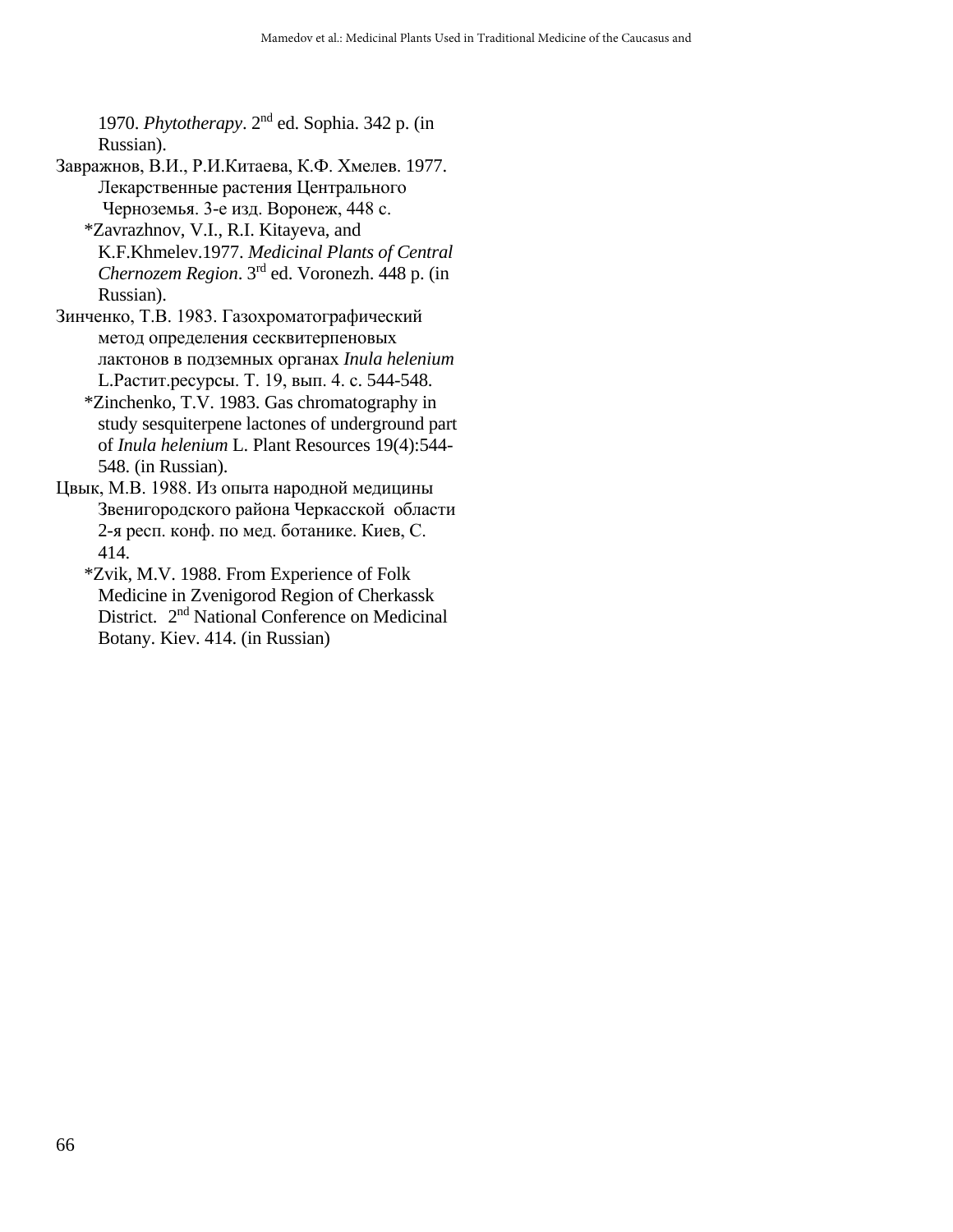1970. *Phytotherapy*. 2nd ed. Sophia. 342 p. (in Russian).

Завражнов, В.И., Р.И.Китаева, К.Ф. Хмелев. 1977. Лекарственные растения Центрального Черноземья. 3-е изд. Воронеж, 448 с.

*Zavrazhnov, V.I., R.I. Kitayeva, and K.F.Khmelev.1977. *Medicinal Plants of Central Chernozem Region*. 3rd ed. Voronezh. 448 p. (in Russian).

Зинченко, Т.В. 1983. Газохроматографический метод определения сесквитерпеновых лактонов в подземных органах *Inula helenium* L.Растит.ресурсы. Т. 19, вып. 4. с. 544-548.

*Zinchenko, T.V. 1983. Gas chromatography in study sesquiterpene lactones of underground part of *Inula helenium* L. Plant Resources 19(4):544-548. (in Russian).

Цвык, М.В. 1988. Из опыта народной медицины Звенигородского района Черкасской области 2-я респ. конф. по мед. ботанике. Киев, С. 414.

*Zvik, M.V. 1988. From Experience of Folk Medicine in Zvenigorod Region of Cherkassk District. 2nd National Conference on Medicinal Botany. Kiev. 414. (in Russian)